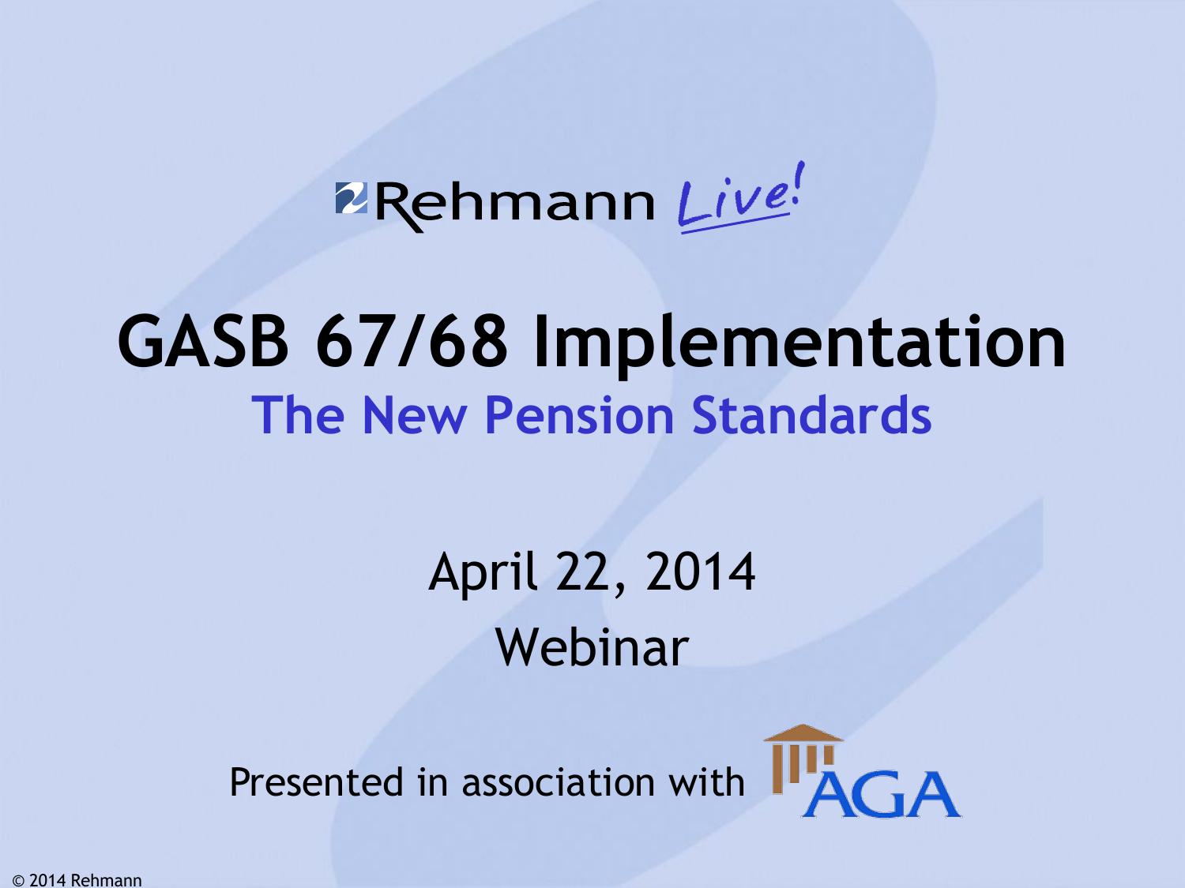Rehmann *Live!*

# GASB 67/68 Implementation

## The New Pension Standards

April 22, 2014

Webinar

Presented in association with AGA

© 2014 Rehmann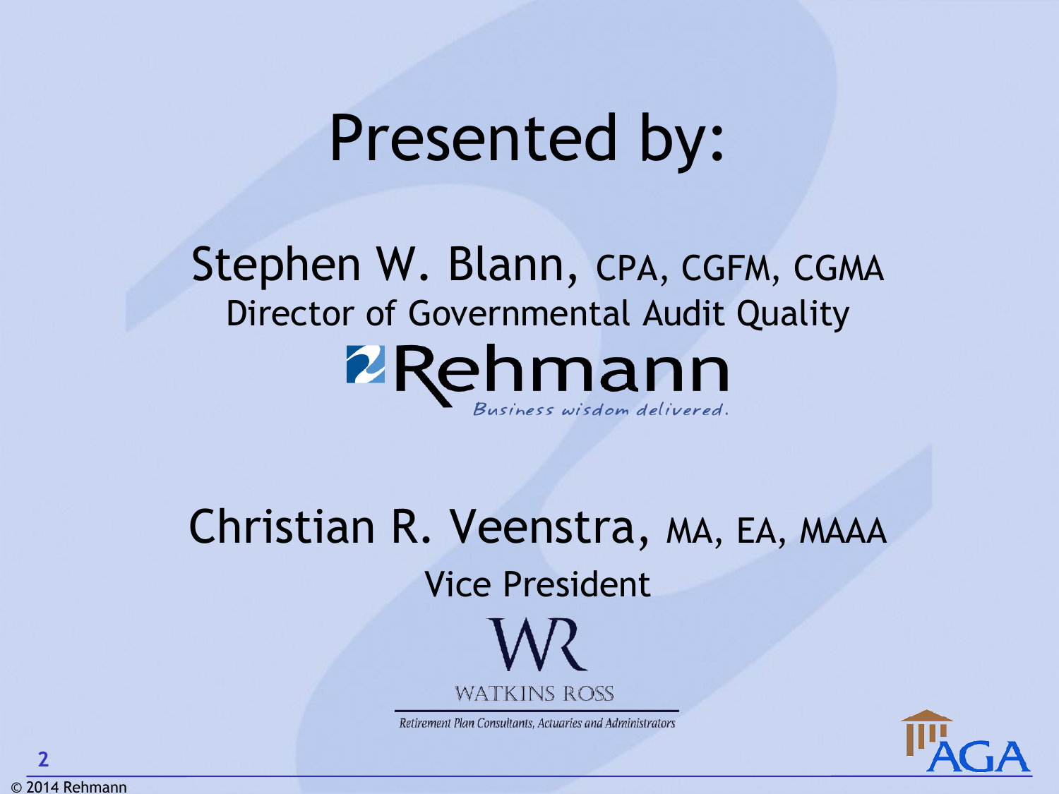# Presented by:

Stephen W. Blann, CPA, CGFM, CGMA

Director of Governmental Audit Quality

Rehmann

*Business wisdom delivered.*

Christian R. Veenstra, MA, EA, MAAA

Vice President

WATKINS ROSS

*Retirement Plan Consultants, Actuaries and Administrators*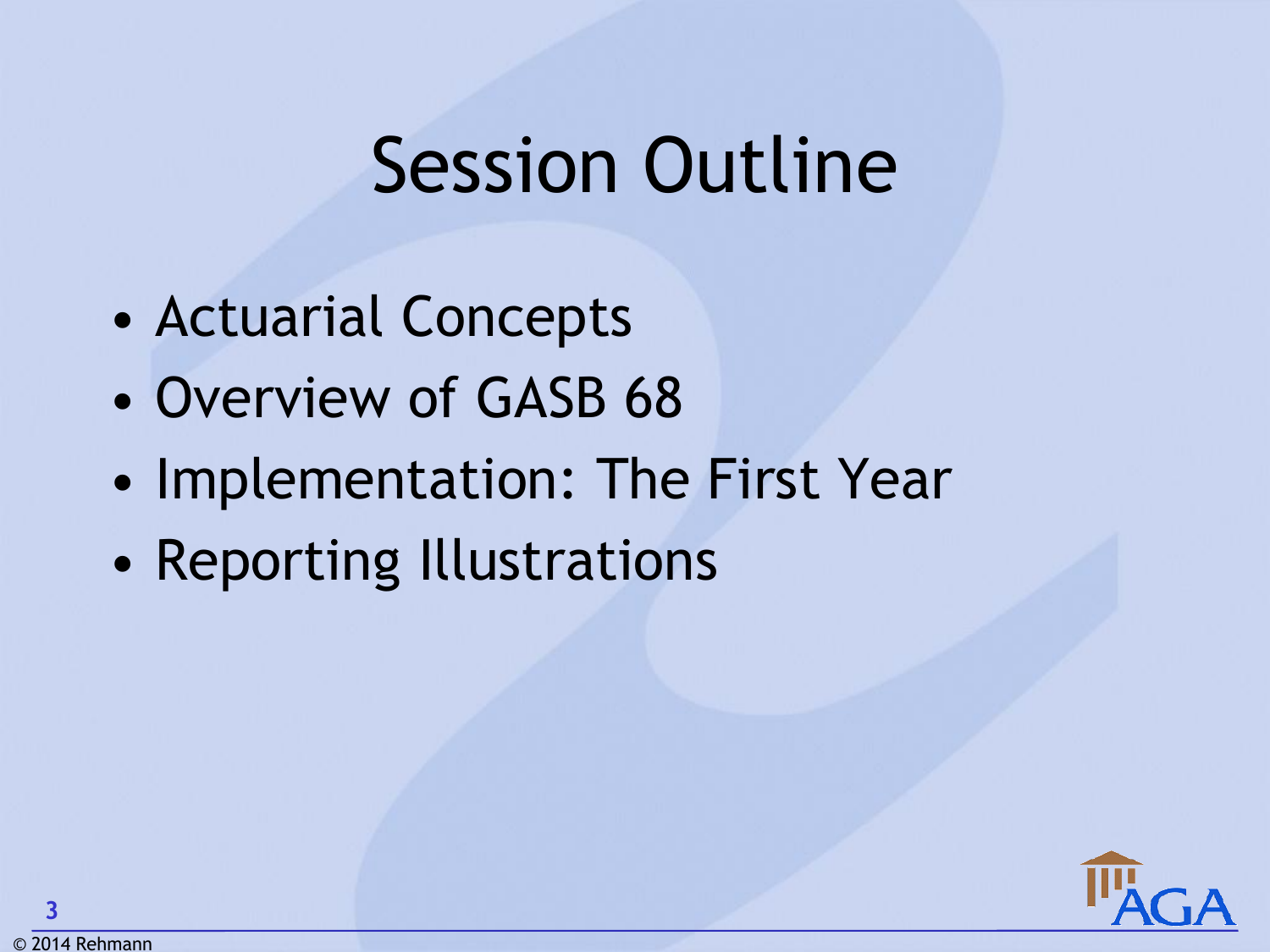# Session Outline

- Actuarial Concepts
- Overview of GASB 68
- Implementation: The First Year
- Reporting Illustrations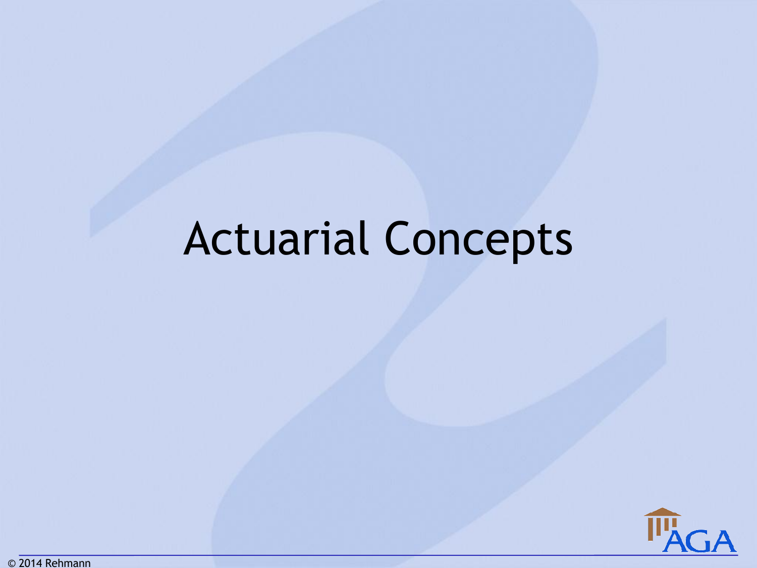# Actuarial Concepts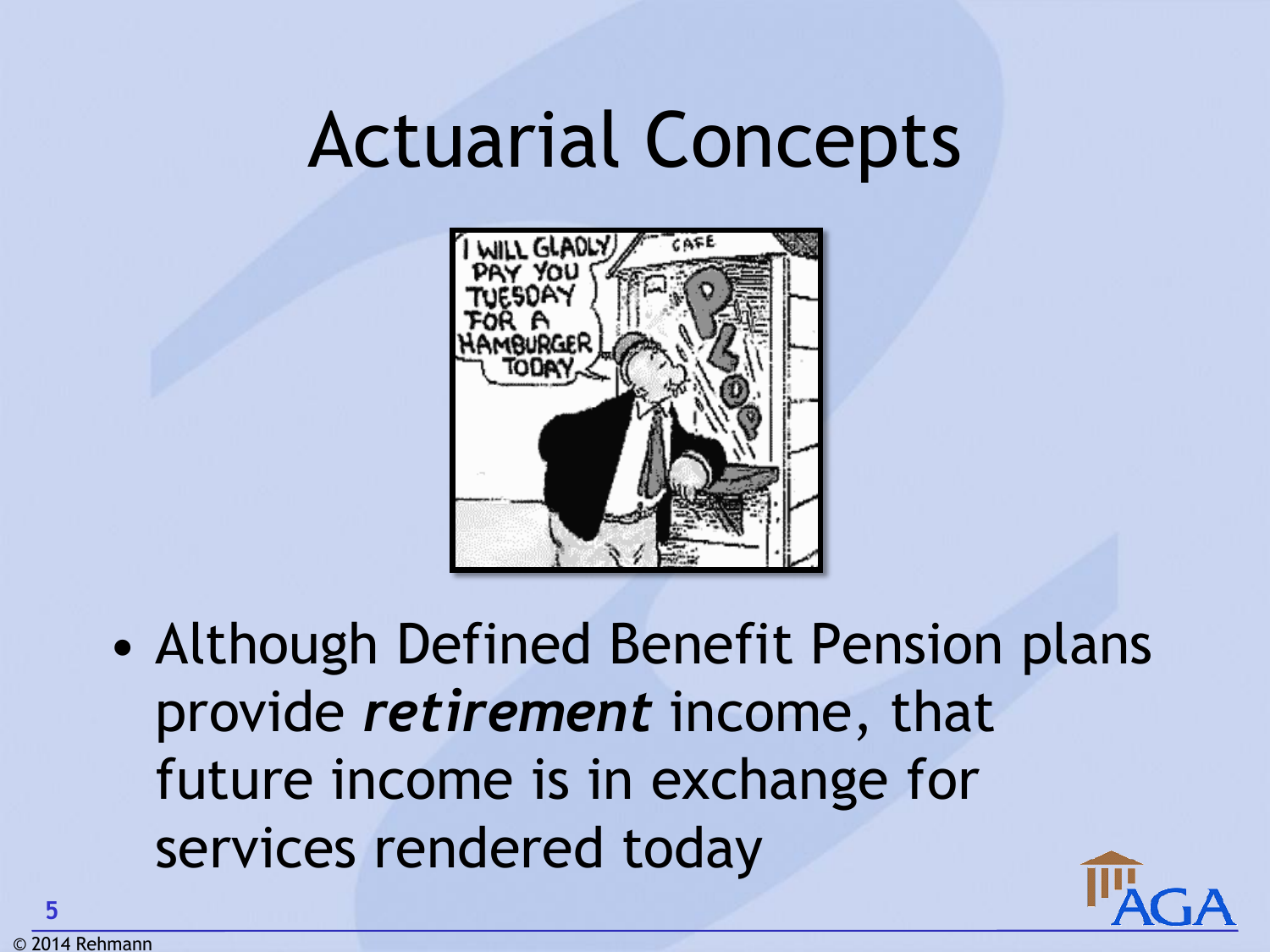# Actuarial Concepts

- Although Defined Benefit Pension plans provide ***retirement*** income, that future income is in exchange for services rendered today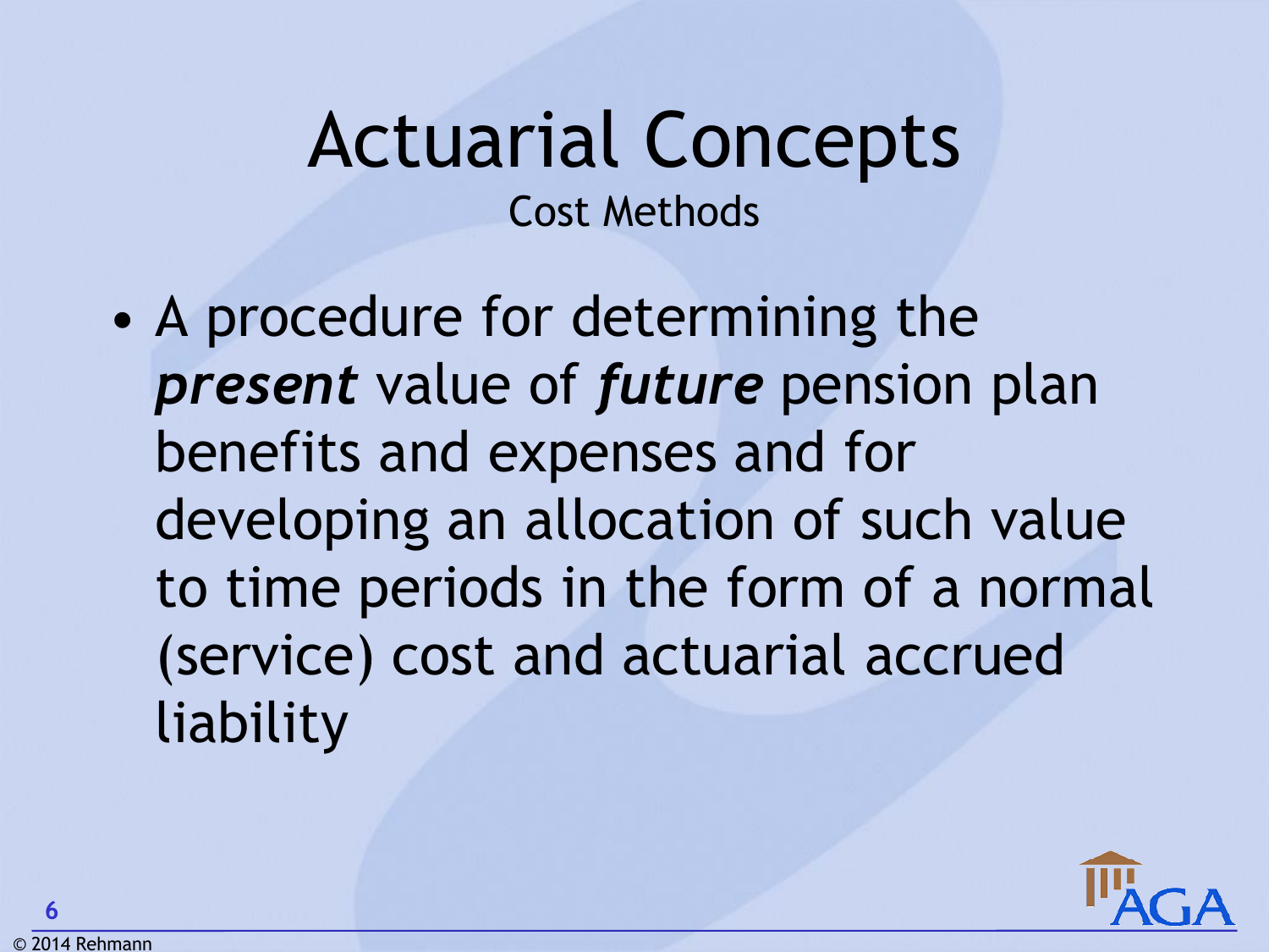# Actual Concepts

## Cost Methods

- A procedure for determining the ***present*** value of ***future*** pension plan benefits and expenses and for developing an allocation of such value to time periods in the form of a normal (service) cost and actuarial accrued liability

# Actuarial Concepts

## Cost Methods

- A procedure for determining the ***present*** value of ***future*** pension plan benefits and expenses and for developing an allocation of such value to time periods in the form of a normal (service) cost and actuarial accrued liability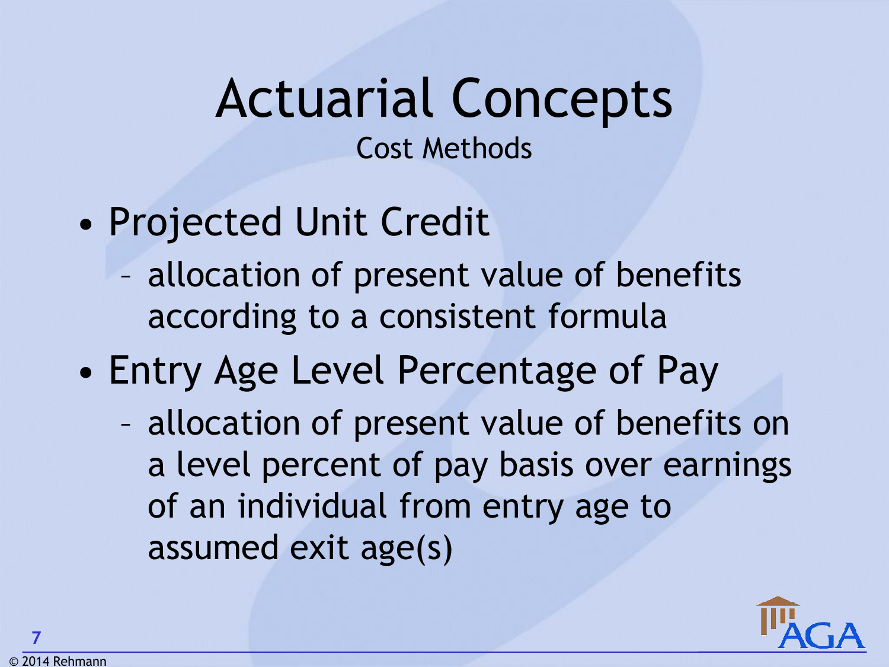# Actual Concepts

## Cost Methods

- Projected Unit Credit
  - allocation of present value of benefits according to a consistent formula
- Entry Age Level Percentage of Pay
  - allocation of present value of benefits on a level percent of pay basis over earnings of an individual from entry age to assumed exit age(s)

# Actuarial Concepts

## Cost Methods

- Projected Unit Credit
  - allocation of present value of benefits according to a consistent formula
- Entry Age Level Percentage of Pay
  - allocation of present value of benefits on a level percent of pay basis over earnings of an individual from entry age to assumed exit age(s)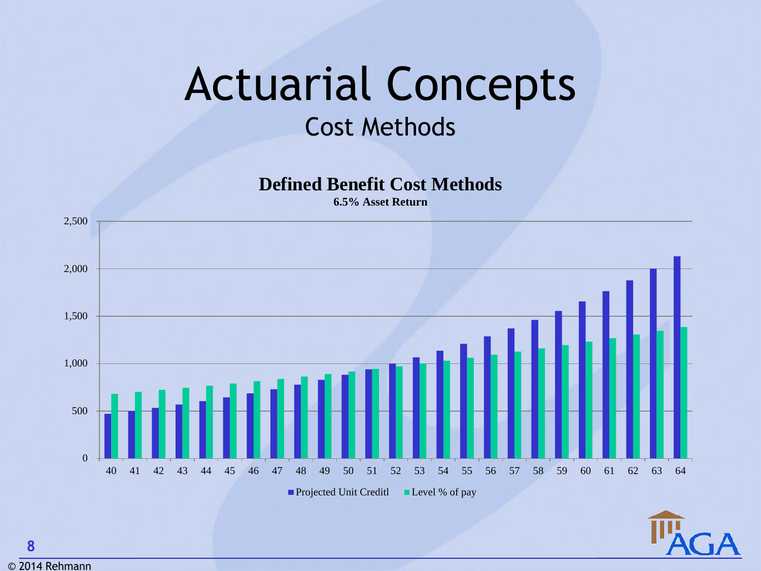# Actuarial Concepts

## Cost Methods

**Defined Benefit Cost Methods**

**6.5% Asset Return**

| Age | Projected Unit Creditl | Level % of pay |
|---|---|---|
| 40 | 470 | 680 |
| 41 | 500 | 700 |
| 42 | 530 | 720 |
| 43 | 565 | 745 |
| 44 | 600 | 765 |
| 45 | 640 | 790 |
| 46 | 685 | 815 |
| 47 | 730 | 840 |
| 48 | 775 | 865 |
| 49 | 825 | 890 |
| 50 | 880 | 915 |
| 51 | 940 | 940 |
| 52 | 1,000 | 970 |
| 53 | 1,065 | 1,000 |
| 54 | 1,135 | 1,030 |
| 55 | 1,210 | 1,060 |
| 56 | 1,285 | 1,095 |
| 57 | 1,370 | 1,125 |
| 58 | 1,460 | 1,160 |
| 59 | 1,555 | 1,195 |
| 60 | 1,655 | 1,230 |
| 61 | 1,765 | 1,265 |
| 62 | 1,880 | 1,305 |
| 63 | 2,000 | 1,345 |
| 64 | 2,130 | 1,385 |

© 2014 Rehmann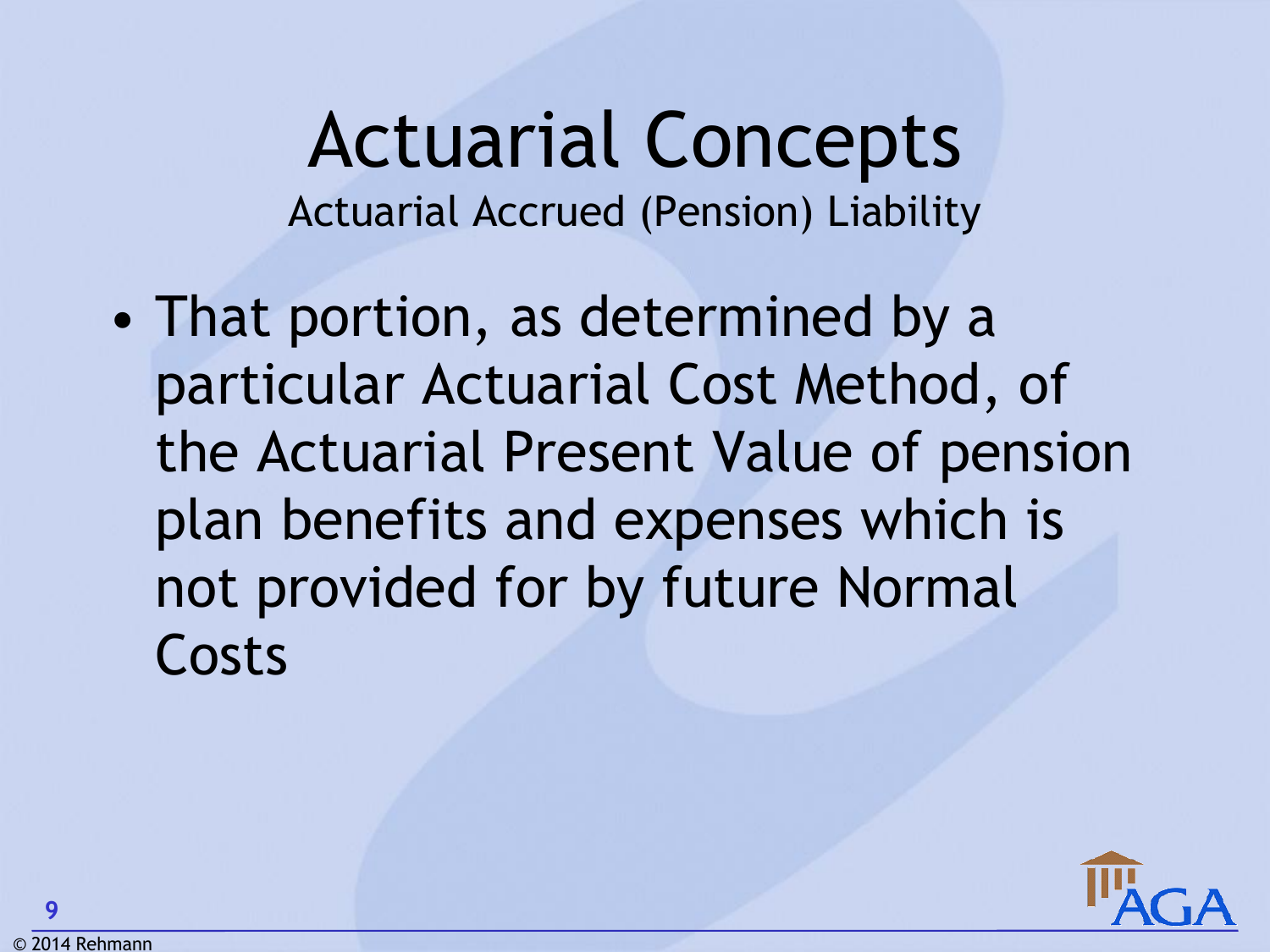# Actual Concepts

## Actuarial Accrued (Pension) Liability

- That portion, as determined by a particular Actuarial Cost Method, of the Actuarial Present Value of pension plan benefits and expenses which is not provided for by future Normal Costs

# Actuarial Concepts

## Actuarial Accrued (Pension) Liability

- That portion, as determined by a particular Actuarial Cost Method, of the Actuarial Present Value of pension plan benefits and expenses which is not provided for by future Normal Costs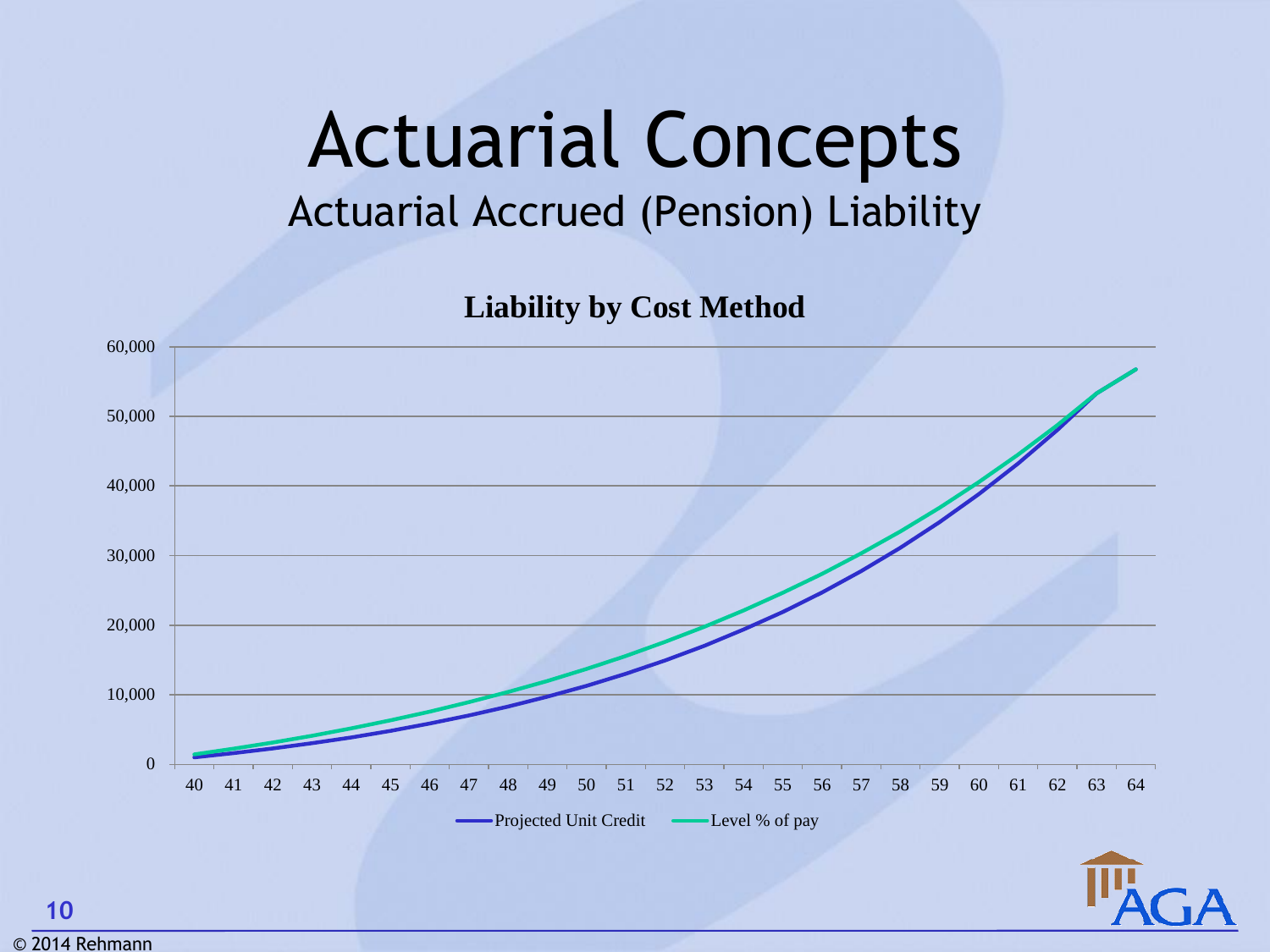# Actuarial Concepts

## Actuarial Accrued (Pension) Liability

**Liability by Cost Method**

60,000
50,000
40,000
30,000
20,000
10,000
0

40 41 42 43 44 45 46 47 48 49 50 51 52 53 54 55 56 57 58 59 60 61 62 63 64

Projected Unit Credit — Level % of pay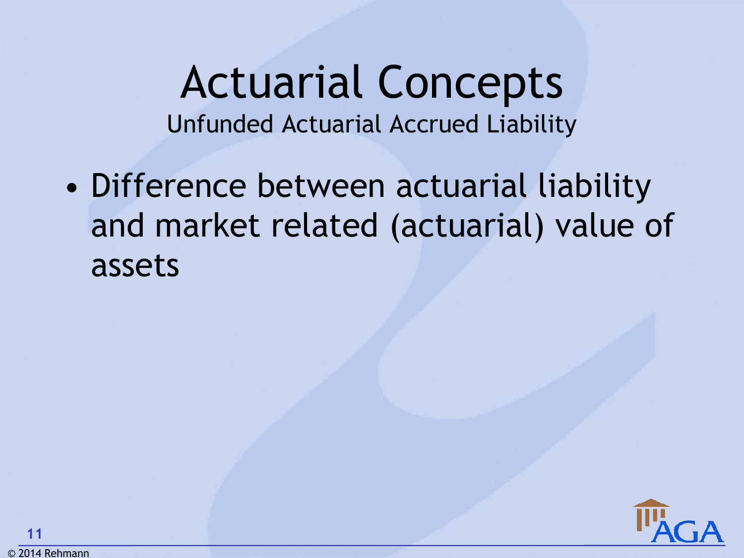# Actual Concepts

## Unfunded Actuarial Accrued Liability

- Difference between actuarial liability and market related (actuarial) value of assets

# Actuarial Concepts

## Unfunded Actuarial Accrued Liability

- Difference between actuarial liability and market related (actuarial) value of assets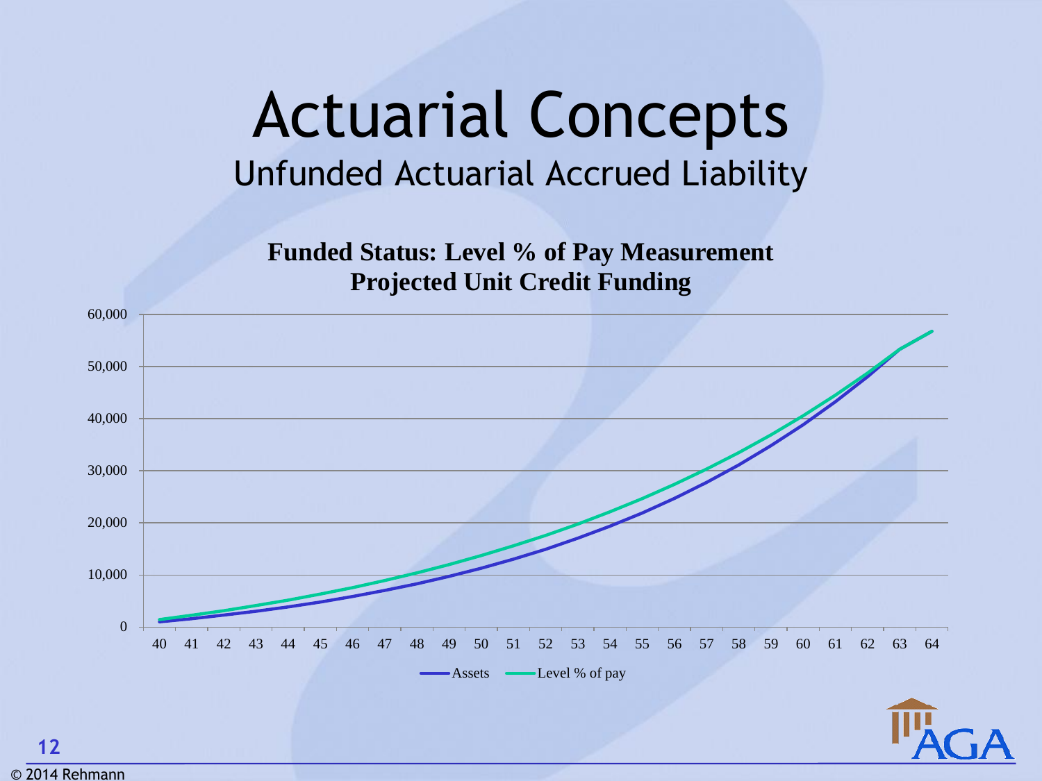# Actuarial Concepts

## Unfunded Actuarial Accrued Liability

**Funded Status: Level % of Pay Measurement**
**Projected Unit Credit Funding**

60,000
50,000
40,000
30,000
20,000
10,000
0

40 41 42 43 44 45 46 47 48 49 50 51 52 53 54 55 56 57 58 59 60 61 62 63 64

Assets — Level % of pay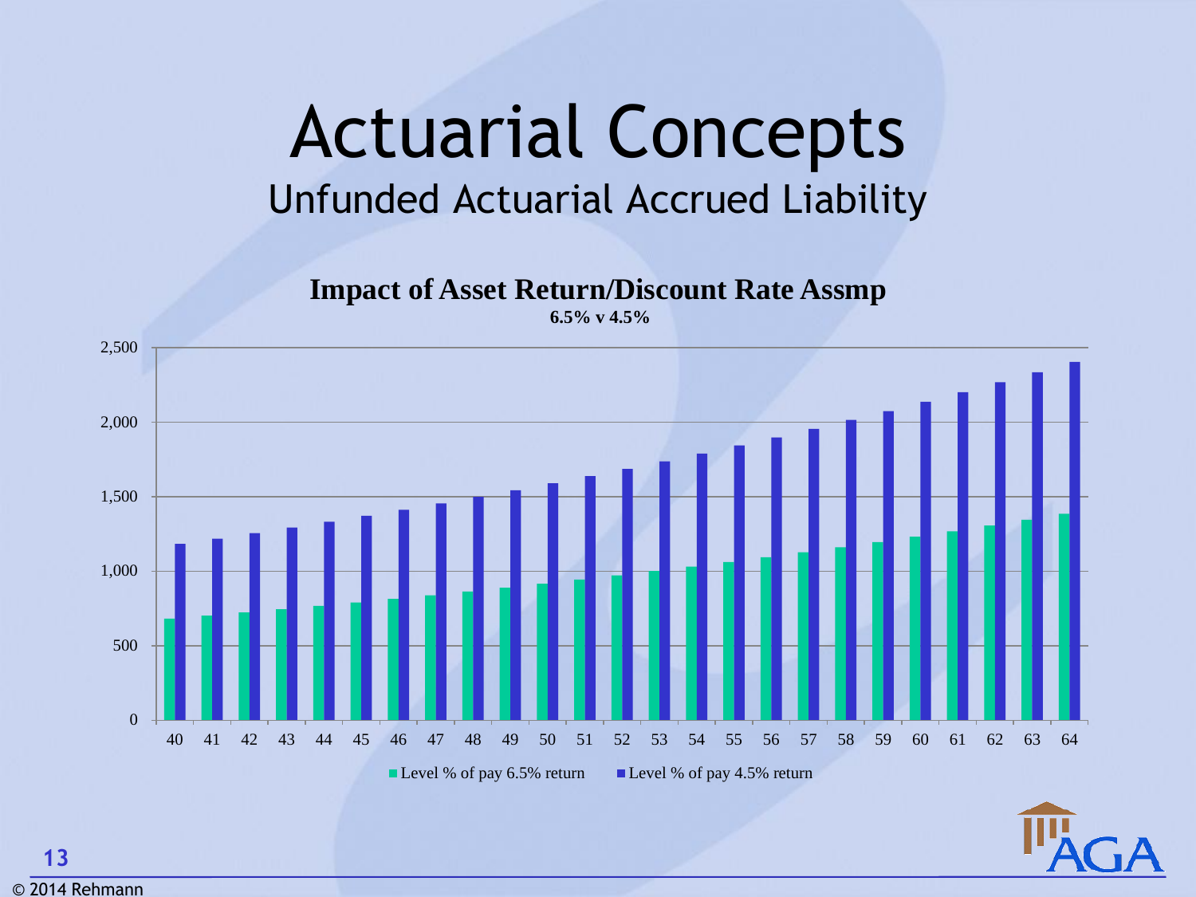# Actuarial Concepts

## Unfunded Actuarial Accrued Liability

**Impact of Asset Return/Discount Rate Assmp**

**6.5% v 4.5%**

| Age | Level % of pay 6.5% return | Level % of pay 4.5% return |
|---|---|---|
| 40 | ~680 | ~1,180 |
| 41 | ~700 | ~1,215 |
| 42 | ~720 | ~1,255 |
| 43 | ~745 | ~1,290 |
| 44 | ~765 | ~1,330 |
| 45 | ~790 | ~1,370 |
| 46 | ~810 | ~1,410 |
| 47 | ~835 | ~1,455 |
| 48 | ~860 | ~1,500 |
| 49 | ~885 | ~1,540 |
| 50 | ~915 | ~1,590 |
| 51 | ~940 | ~1,640 |
| 52 | ~970 | ~1,685 |
| 53 | ~1,000 | ~1,735 |
| 54 | ~1,030 | ~1,785 |
| 55 | ~1,060 | ~1,845 |
| 56 | ~1,090 | ~1,895 |
| 57 | ~1,125 | ~1,955 |
| 58 | ~1,160 | ~2,010 |
| 59 | ~1,195 | ~2,070 |
| 60 | ~1,230 | ~2,135 |
| 61 | ~1,265 | ~2,200 |
| 62 | ~1,305 | ~2,265 |
| 63 | ~1,345 | ~2,330 |
| 64 | ~1,385 | ~2,400 |

© 2014 Rehmann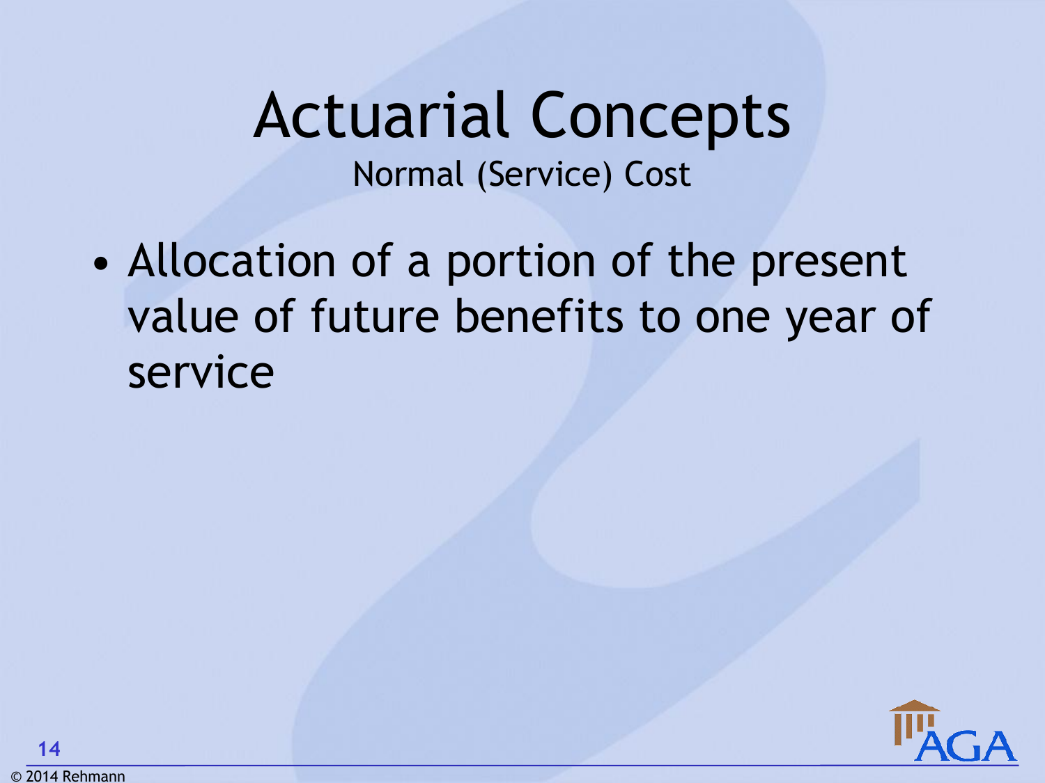# Actual Concepts

## Normal (Service) Cost

- Allocation of a portion of the present value of future benefits to one year of service

# Actuarial Concepts

## Normal (Service) Cost

- Allocation of a portion of the present value of future benefits to one year of service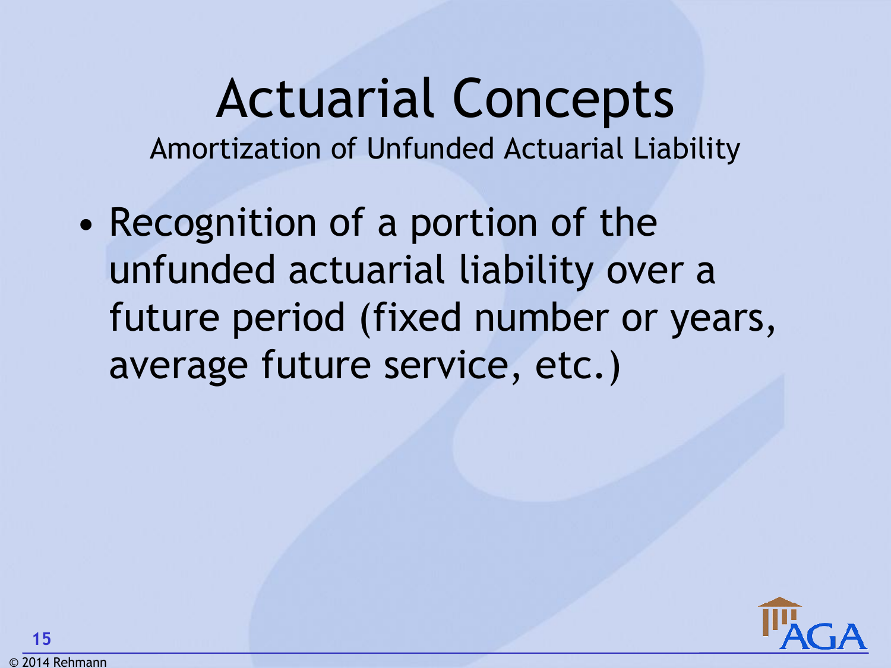# Actuarial Concepts

## Amortization of Unfunded Actuarial Liability

- Recognition of a portion of the unfunded actuarial liability over a future period (fixed number or years, average future service, etc.)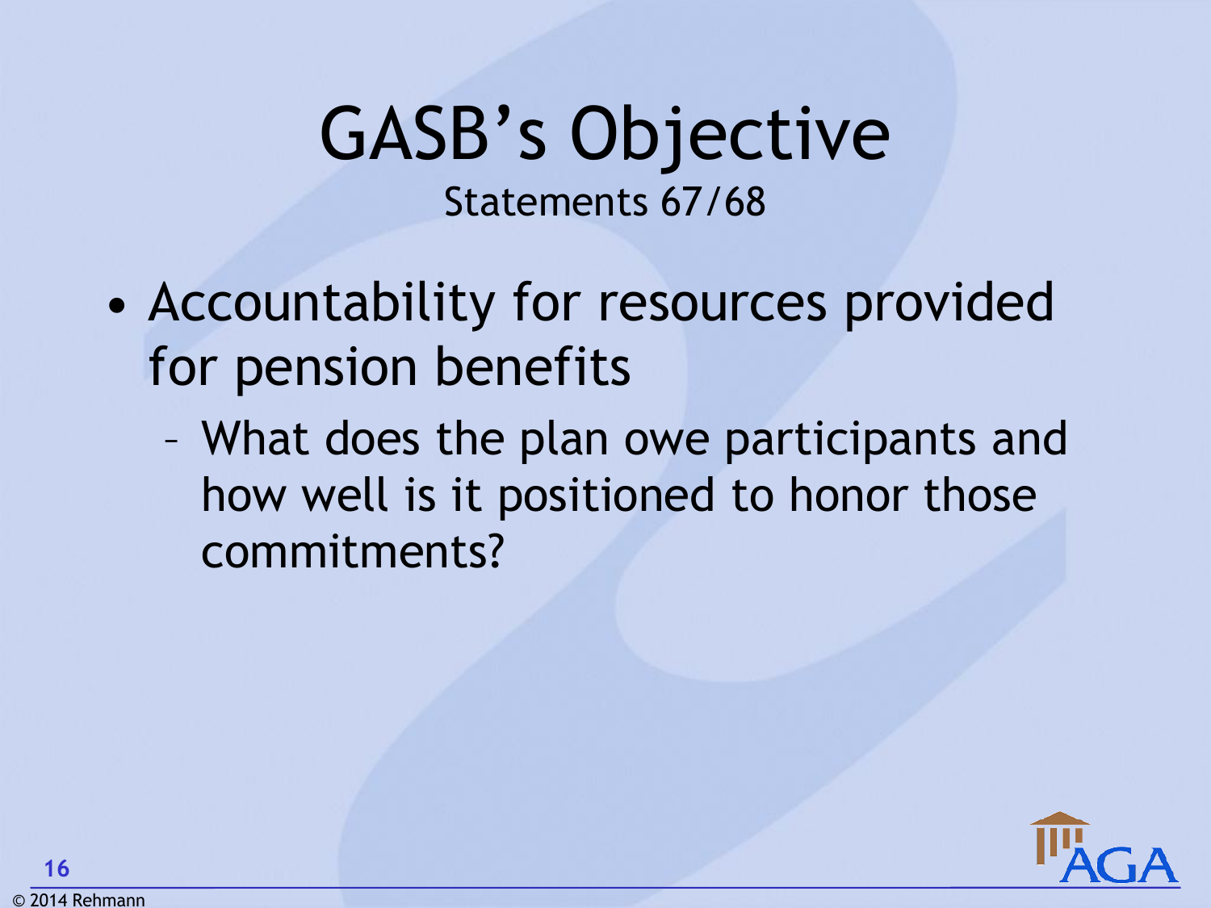# GASB's Objective

Statements 67/68

- Accountability for resources provided for pension benefits
  - What does the plan owe participants and how well is it positioned to honor those commitments?

© 2014 Rehmann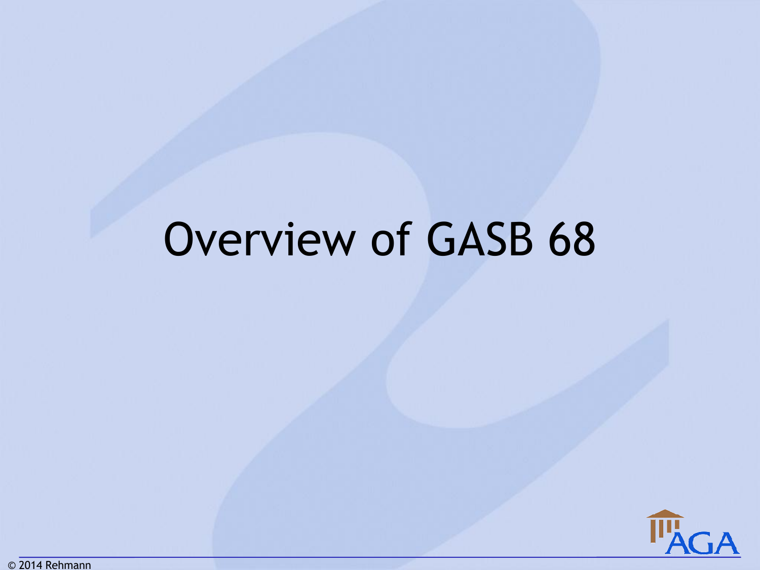# Overview of GASB 68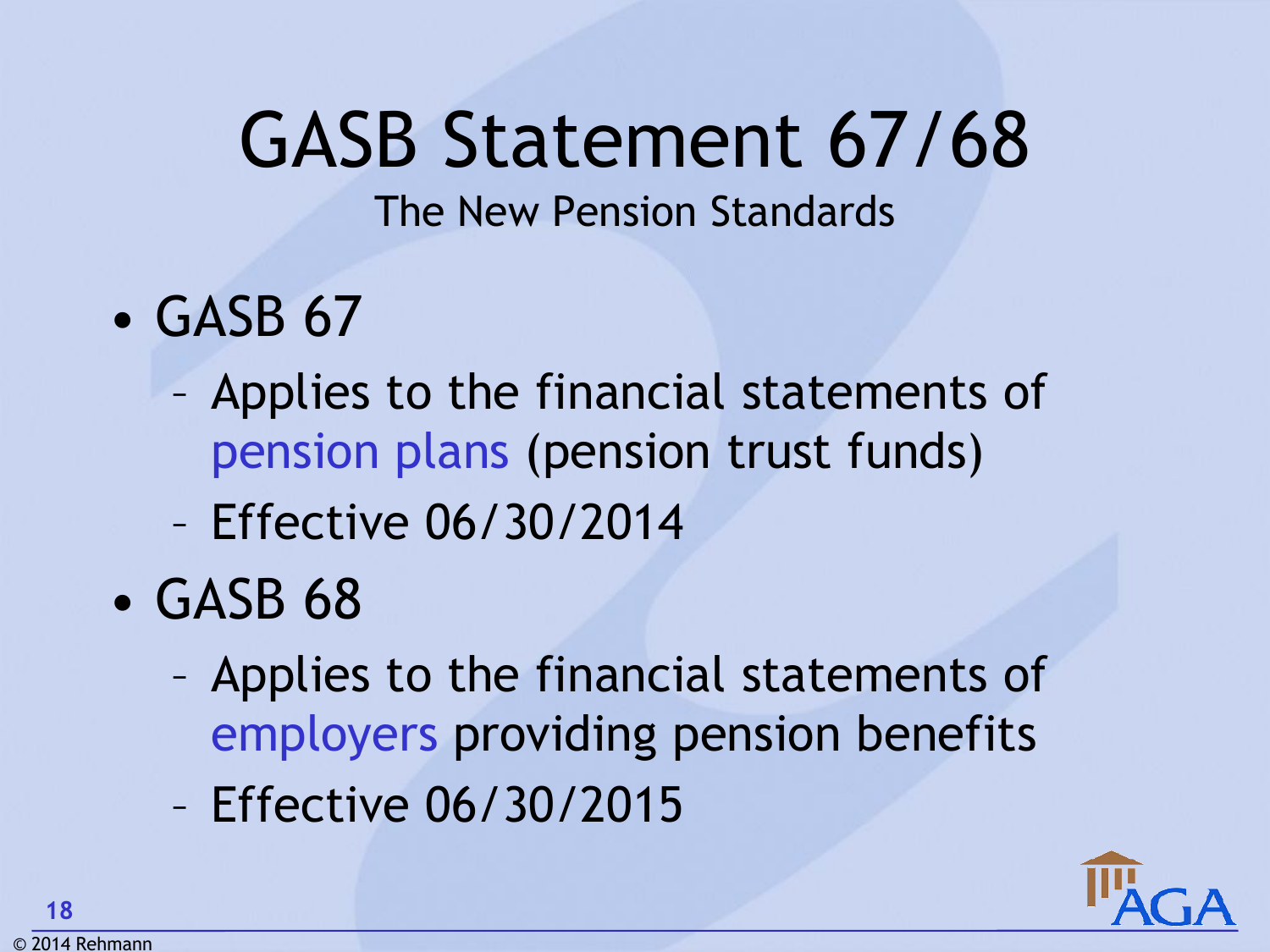# GASB Statement 67/68

The New Pension Standards

- GASB 67
  - Applies to the financial statements of pension plans (pension trust funds)
  - Effective 06/30/2014
- GASB 68
  - Applies to the financial statements of employers providing pension benefits
  - Effective 06/30/2015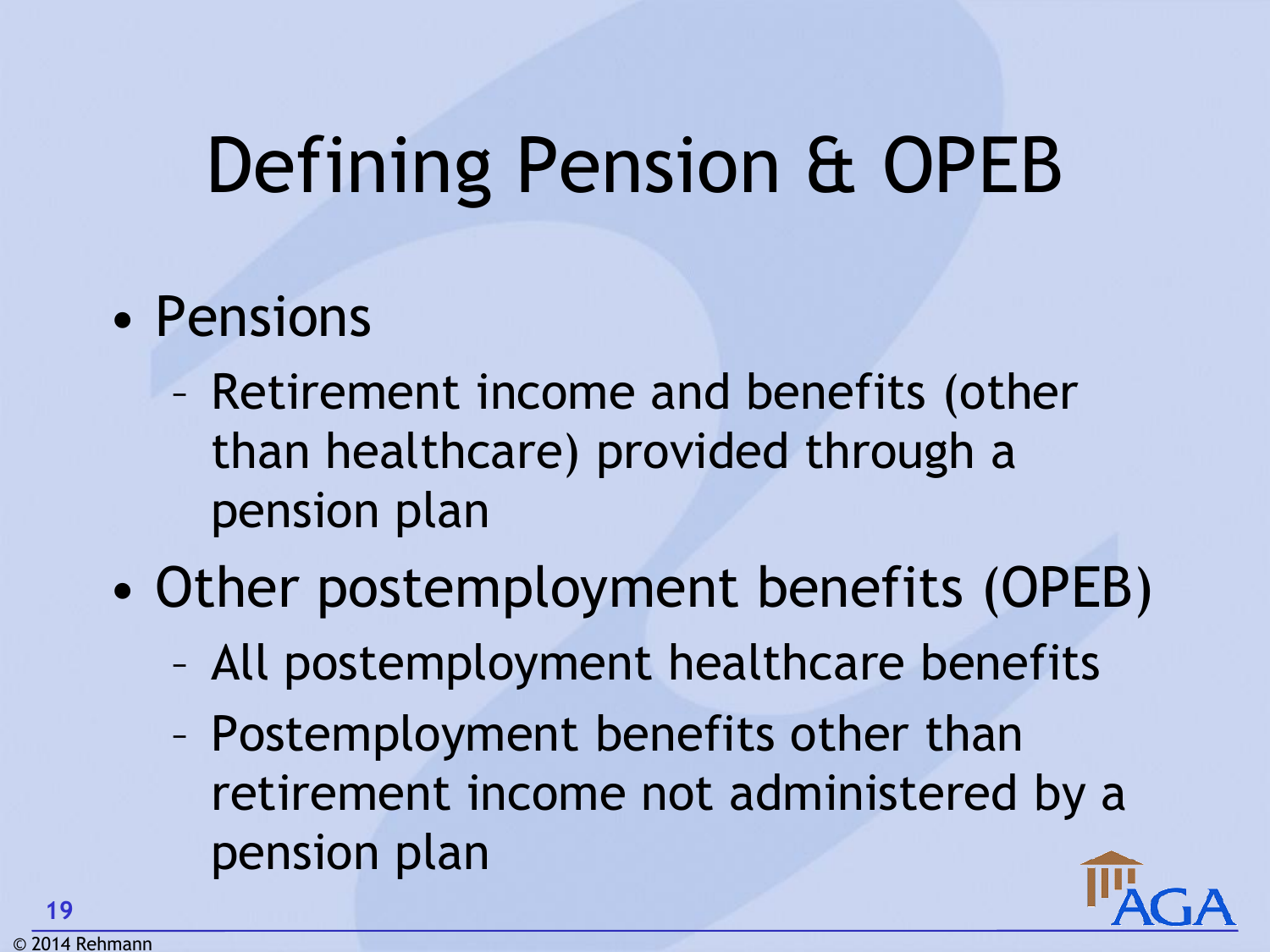# Defining Pension & OPEB

- Pensions
  - Retirement income and benefits (other than healthcare) provided through a pension plan
- Other postemployment benefits (OPEB)
  - All postemployment healthcare benefits
  - Postemployment benefits other than retirement income not administered by a pension plan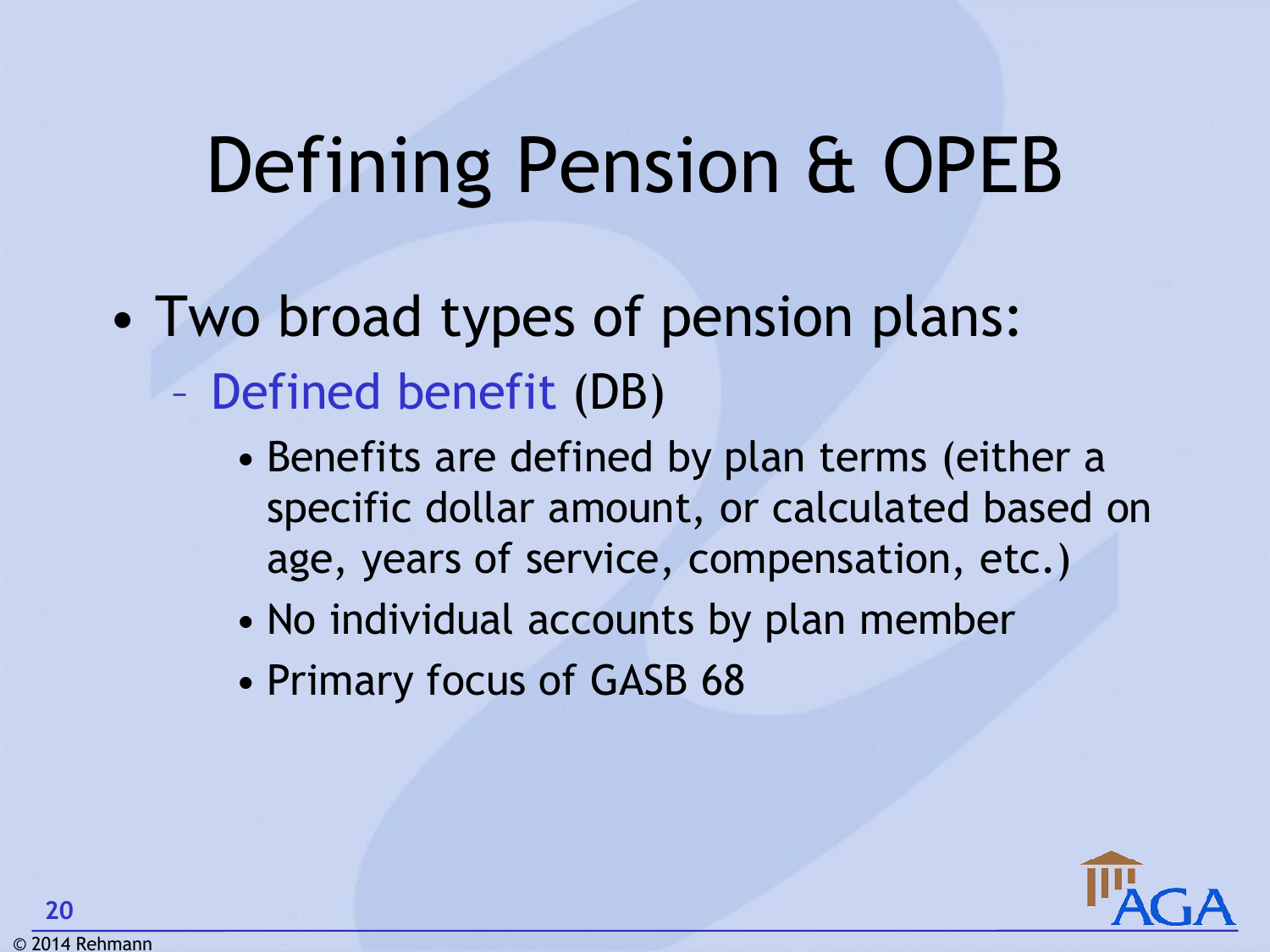# Defining Pension & OPEB

- Two broad types of pension plans:
  - Defined benefit (DB)
    - Benefits are defined by plan terms (either a specific dollar amount, or calculated based on age, years of service, compensation, etc.)
    - No individual accounts by plan member
    - Primary focus of GASB 68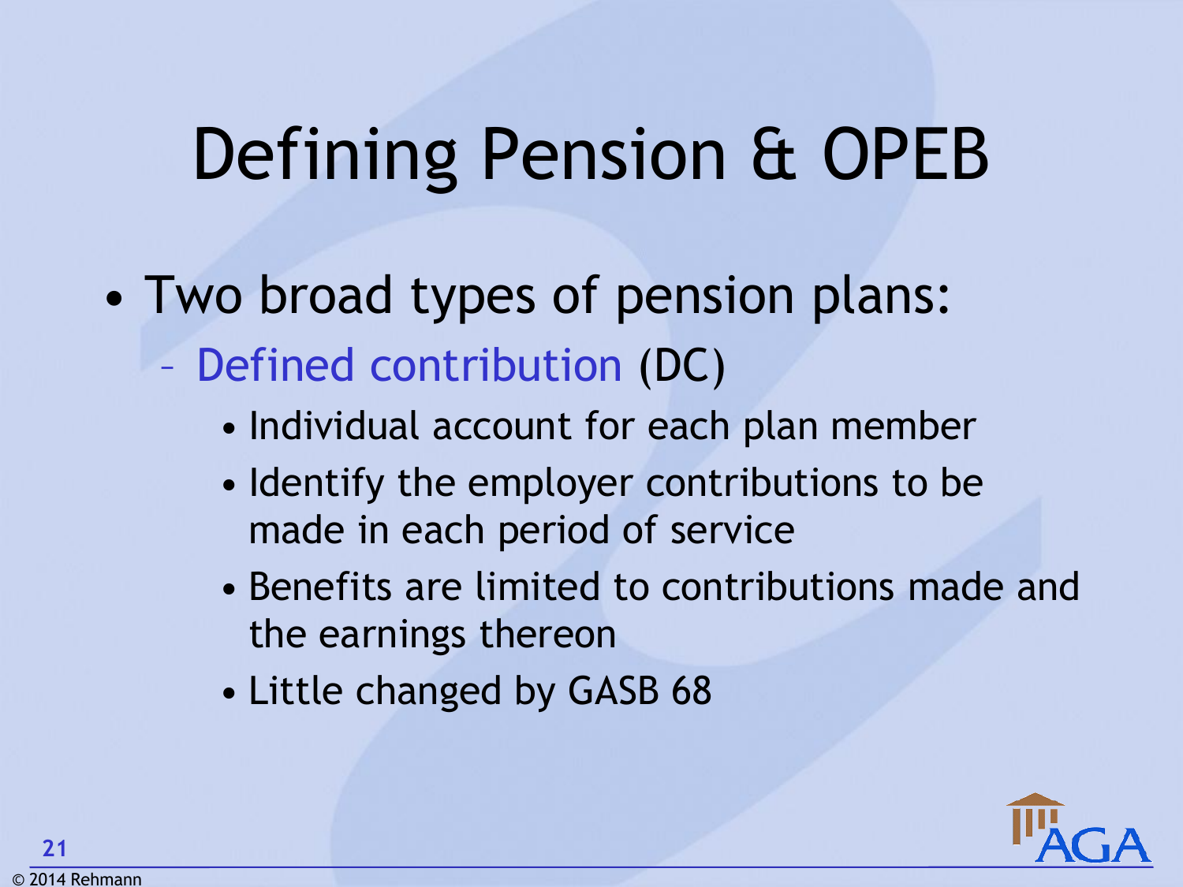# Defining Pension & OPEB

- Two broad types of pension plans:
  - Defined contribution (DC)
    - Individual account for each plan member
    - Identify the employer contributions to be made in each period of service
    - Benefits are limited to contributions made and the earnings thereon
    - Little changed by GASB 68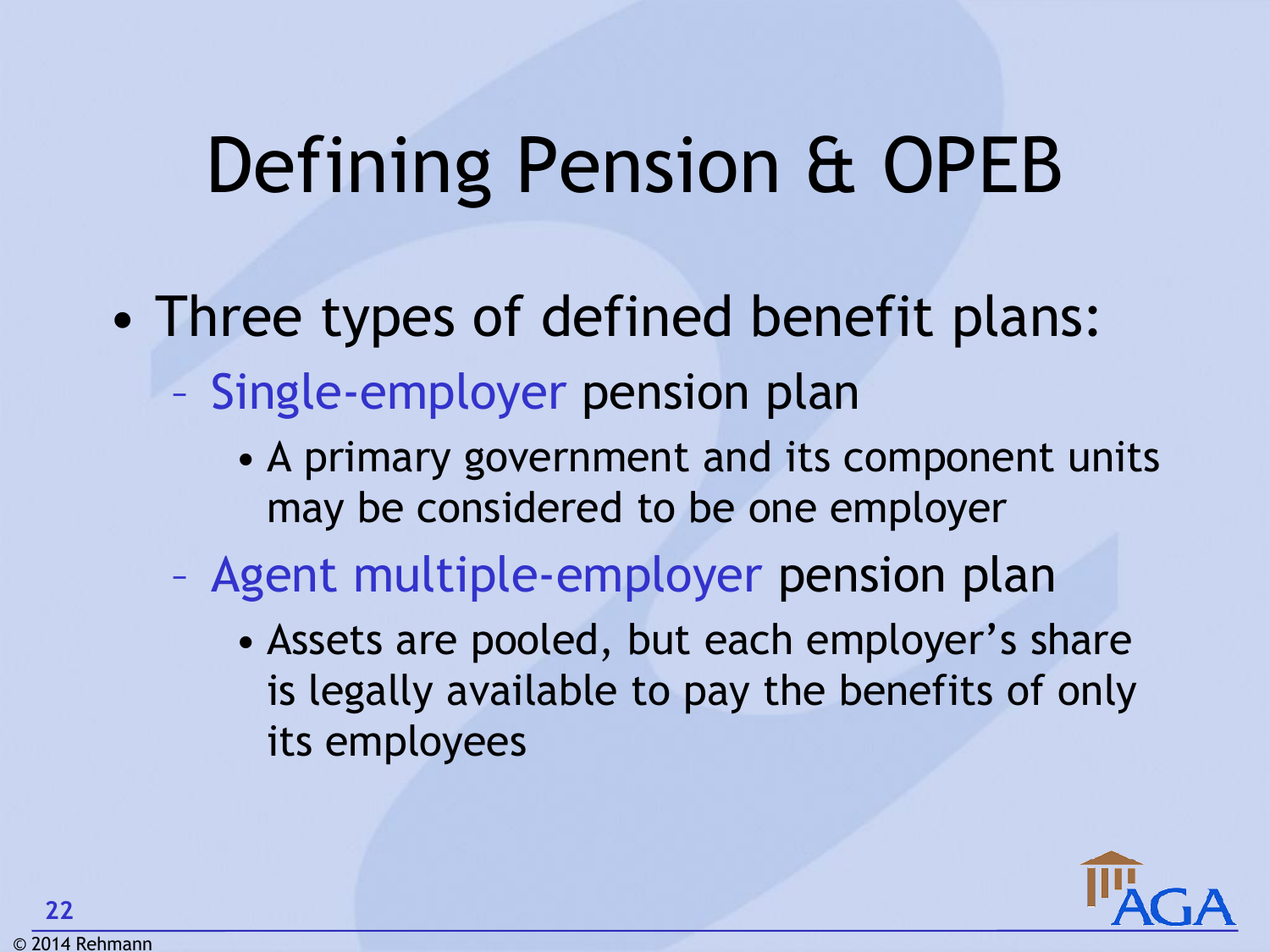# Defining Pension & OPEB

- Three types of defined benefit plans:
  - Single-employer pension plan
    - A primary government and its component units may be considered to be one employer
  - Agent multiple-employer pension plan
    - Assets are pooled, but each employer's share is legally available to pay the benefits of only its employees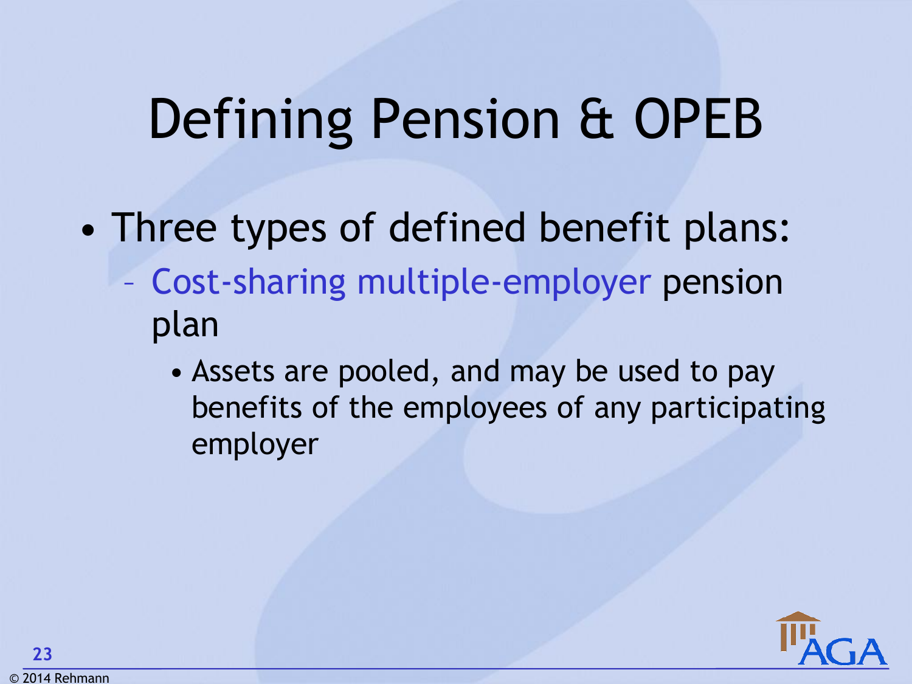# Defining Pension & OPEB

- Three types of defined benefit plans:
  - Cost-sharing multiple-employer pension plan
    - Assets are pooled, and may be used to pay benefits of the employees of any participating employer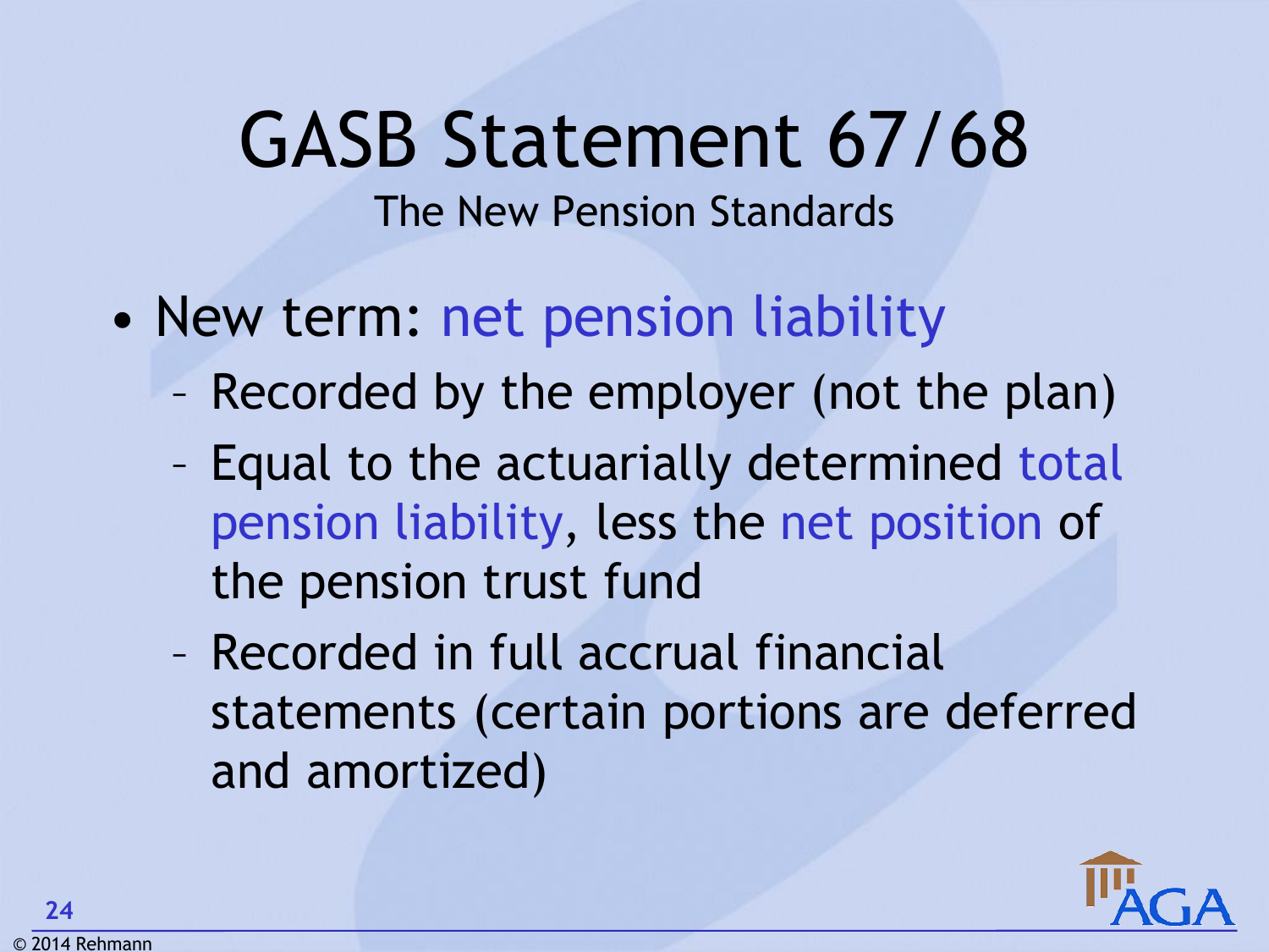# GASB Statement 67/68

The New Pension Standards

- New term: net pension liability
  - Recorded by the employer (not the plan)
  - Equal to the actuarially determined total pension liability, less the net position of the pension trust fund
  - Recorded in full accrual financial statements (certain portions are deferred and amortized)

© 2014 Rehmann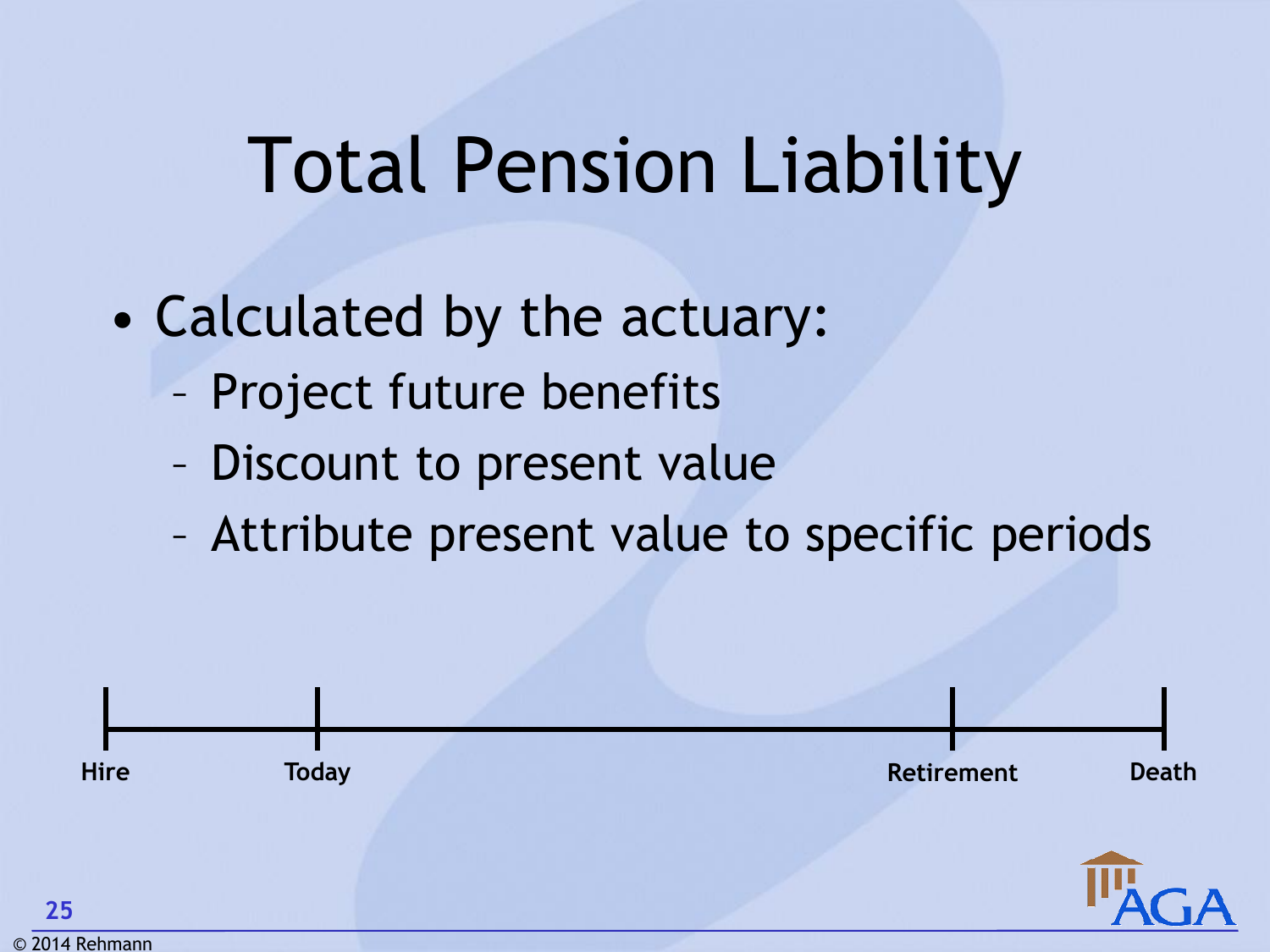# Total Pension Liability

- Calculated by the actuary:
  - Project future benefits
  - Discount to present value
  - Attribute present value to specific periods

Hire — Today — Retirement — Death

© 2014 Rehmann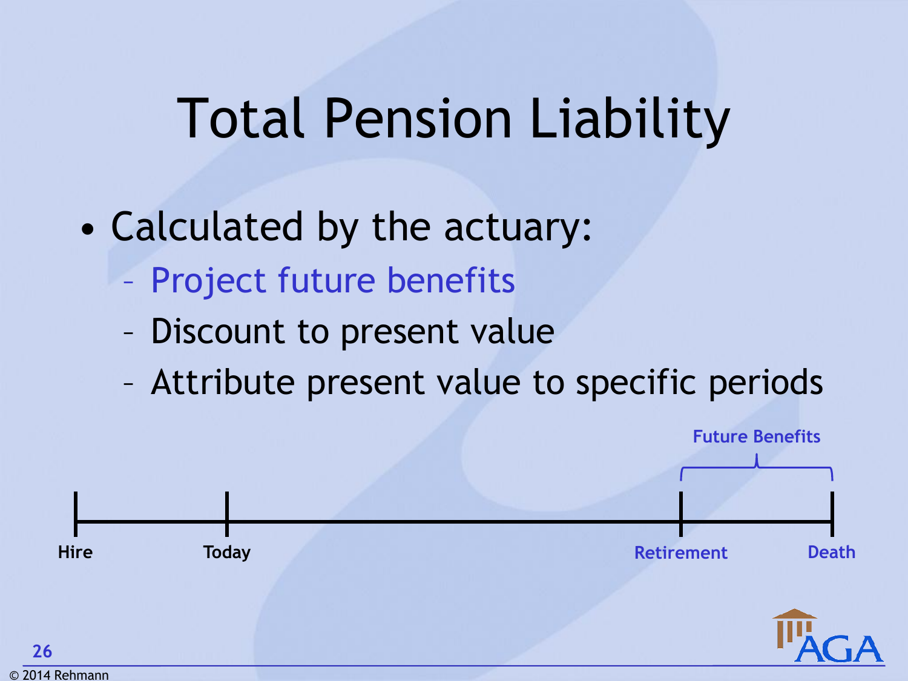# Total Pension Liability

- Calculated by the actuary:
  - Project future benefits
  - Discount to present value
  - Attribute present value to specific periods

Future Benefits

Hire — Today — Retirement — Death

© 2014 Rehmann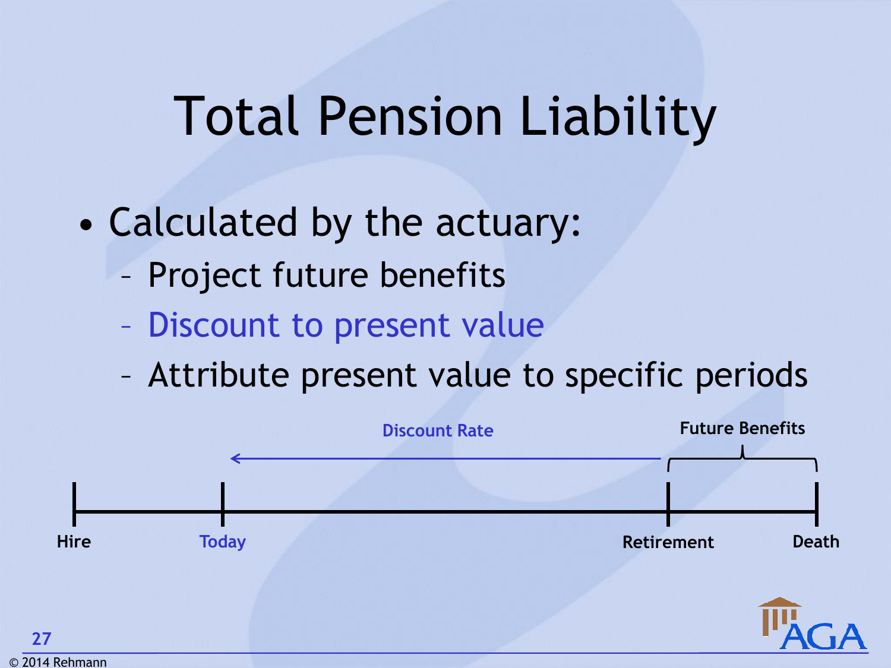# Total Pension Liability

- Calculated by the actuary:
  - Project future benefits
  - Discount to present value
  - Attribute present value to specific periods

Discount Rate

Future Benefits

Hire | Today | Retirement | Death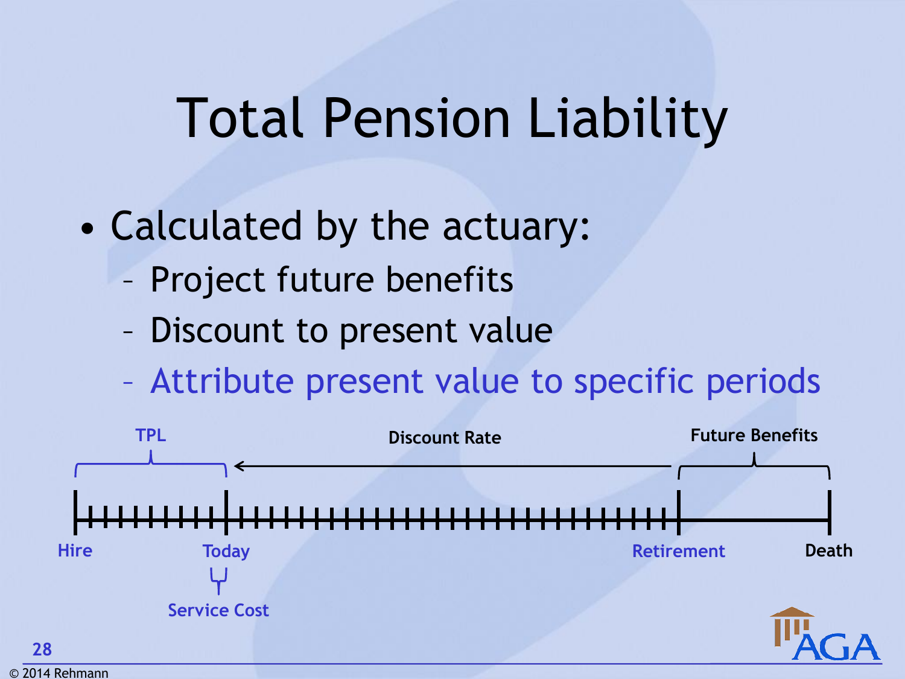# Total Pension Liability

- Calculated by the actuary:
  - Project future benefits
  - Discount to present value
  - Attribute present value to specific periods

TPL

Discount Rate

Future Benefits

Hire

Today

Retirement

Death

Service Cost

© 2014 Rehmann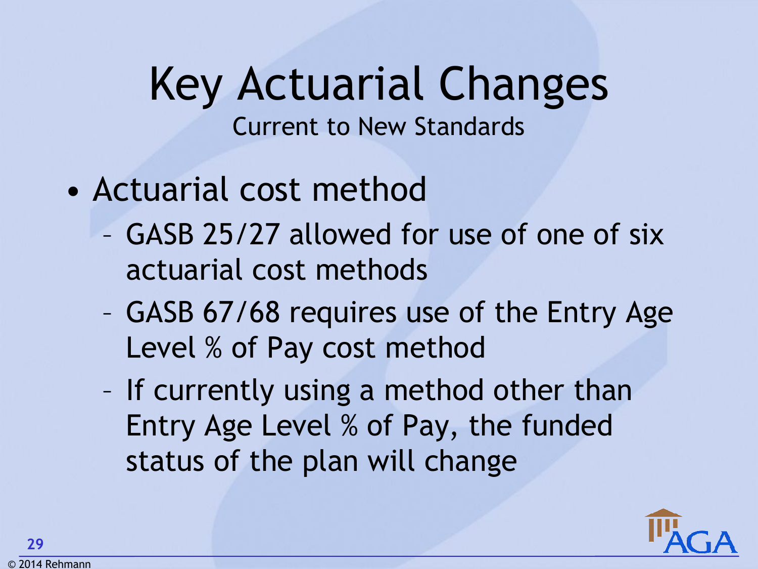# Key Actuarial Changes

## Current to New Standards

- Actuarial cost method
  - GASB 25/27 allowed for use of one of six actuarial cost methods
  - GASB 67/68 requires use of the Entry Age Level % of Pay cost method
  - If currently using a method other than Entry Age Level % of Pay, the funded status of the plan will change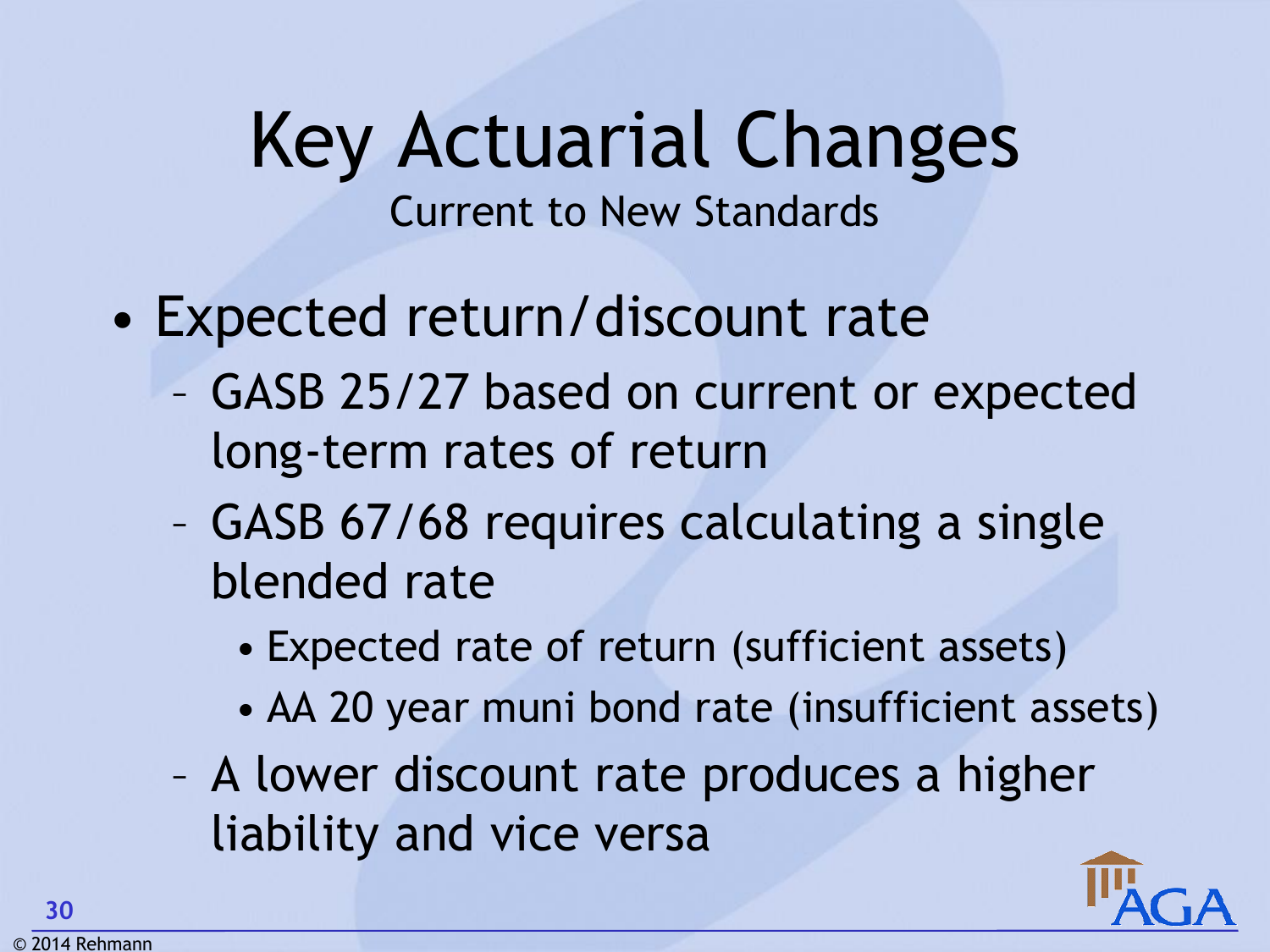# Key Actuarial Changes

Current to New Standards

- Expected return/discount rate
  - GASB 25/27 based on current or expected long-term rates of return
  - GASB 67/68 requires calculating a single blended rate
    - Expected rate of return (sufficient assets)
    - AA 20 year muni bond rate (insufficient assets)
  - A lower discount rate produces a higher liability and vice versa

© 2014 Rehmann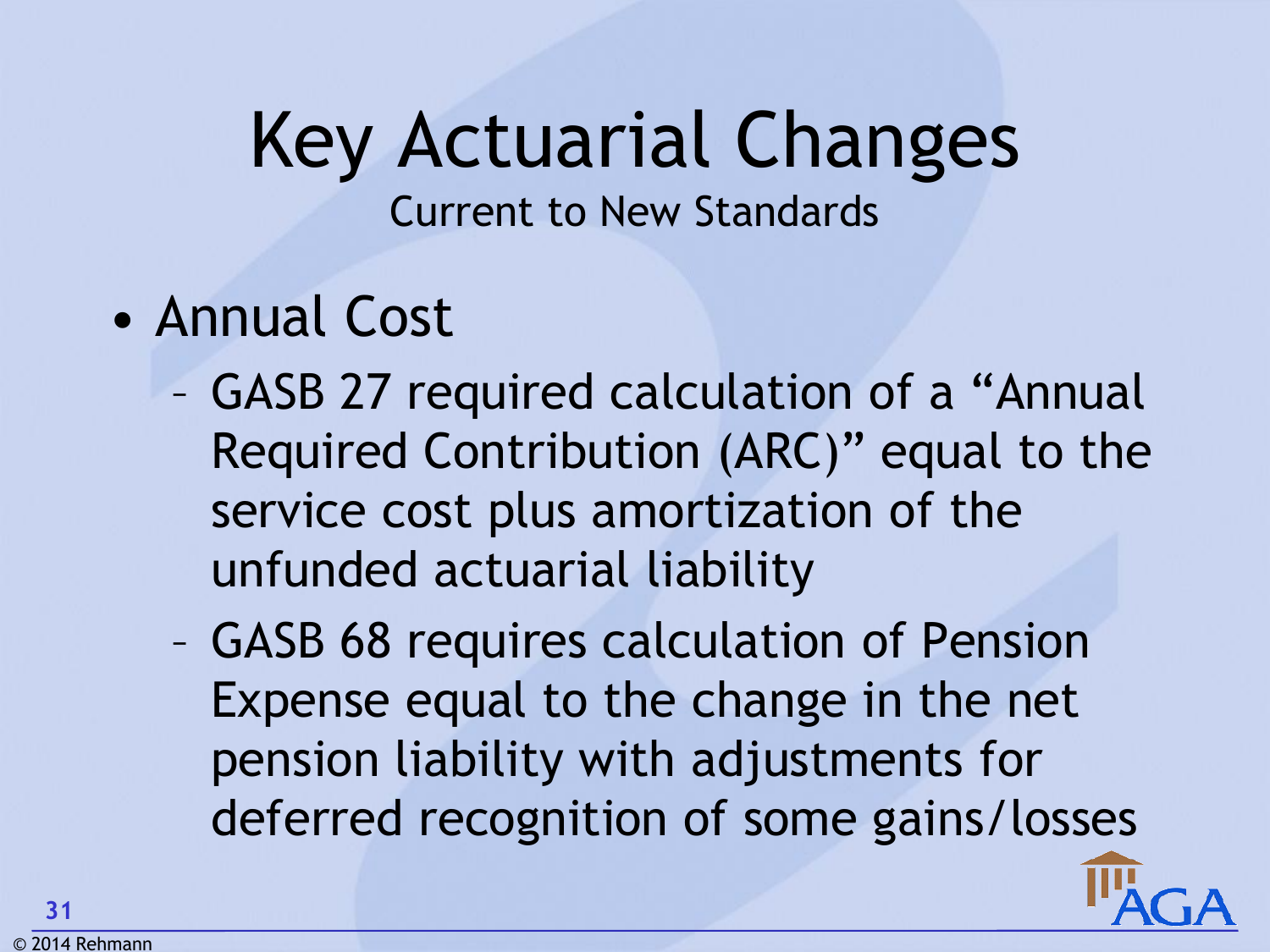# Key Actuarial Changes

## Current to New Standards

- Annual Cost
  - GASB 27 required calculation of a "Annual Required Contribution (ARC)" equal to the service cost plus amortization of the unfunded actuarial liability
  - GASB 68 requires calculation of Pension Expense equal to the change in the net pension liability with adjustments for deferred recognition of some gains/losses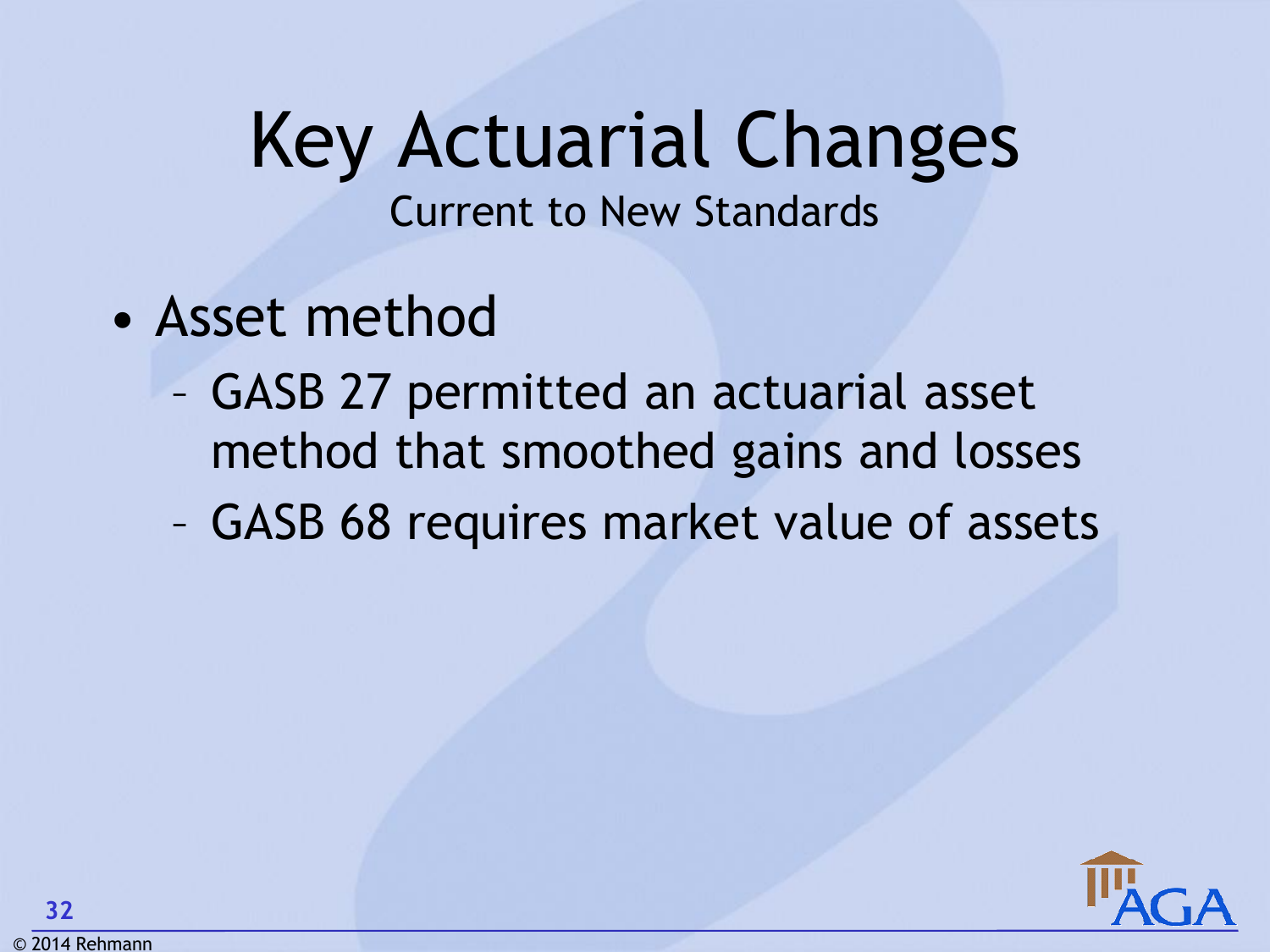# Key Actuarial Changes

Current to New Standards

- Asset method
  - GASB 27 permitted an actuarial asset method that smoothed gains and losses
  - GASB 68 requires market value of assets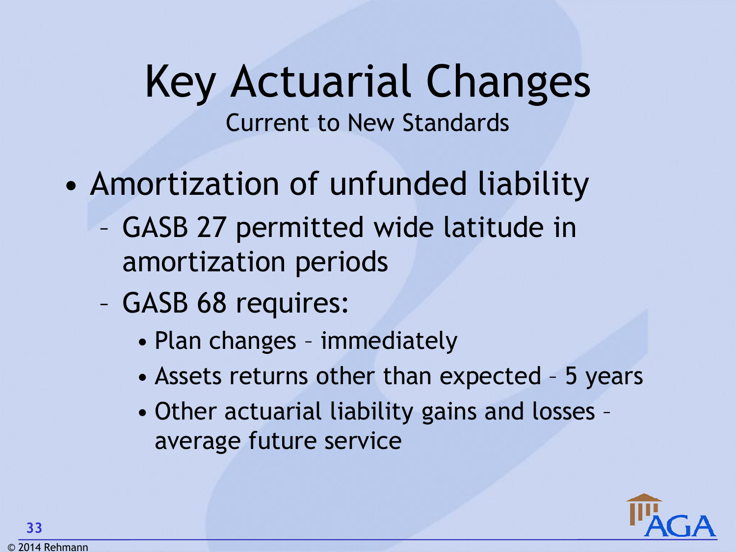# Key Actuarial Changes

Current to New Standards

- Amortization of unfunded liability
  - GASB 27 permitted wide latitude in amortization periods
  - GASB 68 requires:
    - Plan changes – immediately
    - Assets returns other than expected – 5 years
    - Other actuarial liability gains and losses – average future service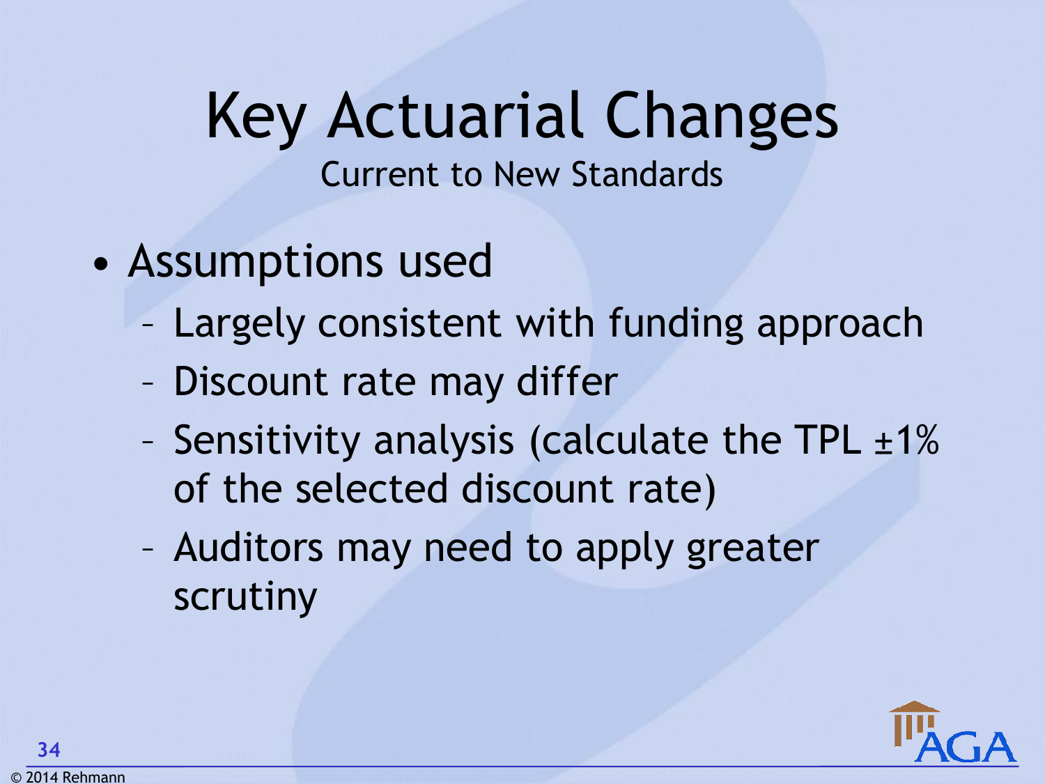# Key Actuarial Changes

Current to New Standards

- Assumptions used
  - Largely consistent with funding approach
  - Discount rate may differ
  - Sensitivity analysis (calculate the TPL ±1% of the selected discount rate)
  - Auditors may need to apply greater scrutiny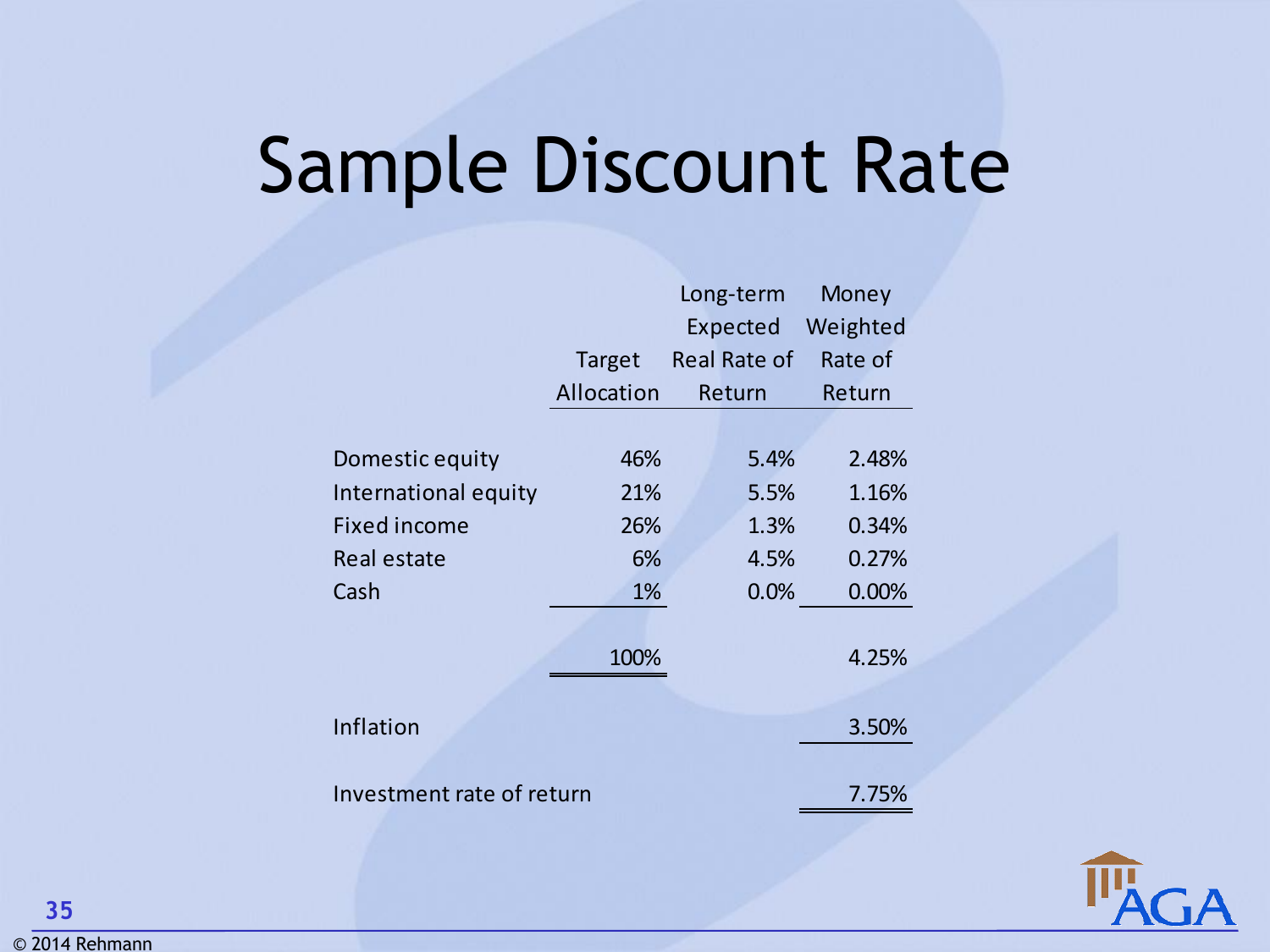# Sample Discount Rate

| | Target Allocation | Long-term Expected Real Rate of Return | Money Weighted Rate of Return |
|---|---|---|---|
| Domestic equity | 46% | 5.4% | 2.48% |
| International equity | 21% | 5.5% | 1.16% |
| Fixed income | 26% | 1.3% | 0.34% |
| Real estate | 6% | 4.5% | 0.27% |
| Cash | 1% | 0.0% | 0.00% |
| | 100% | | 4.25% |
| Inflation | | | 3.50% |
| Investment rate of return | | | 7.75% |

© 2014 Rehmann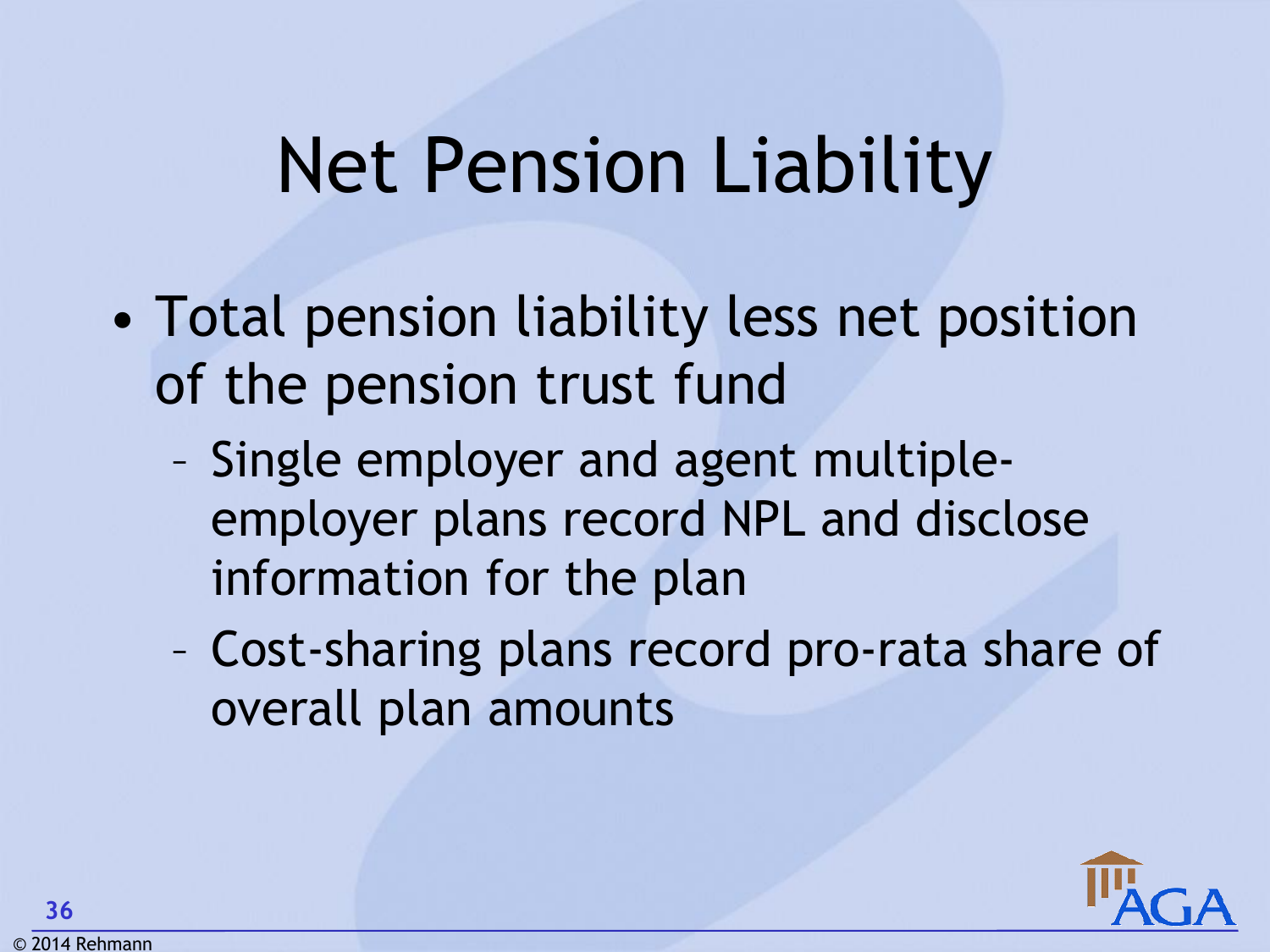# Net Pension Liability

- Total pension liability less net position of the pension trust fund
  - Single employer and agent multiple-employer plans record NPL and disclose information for the plan
  - Cost-sharing plans record pro-rata share of overall plan amounts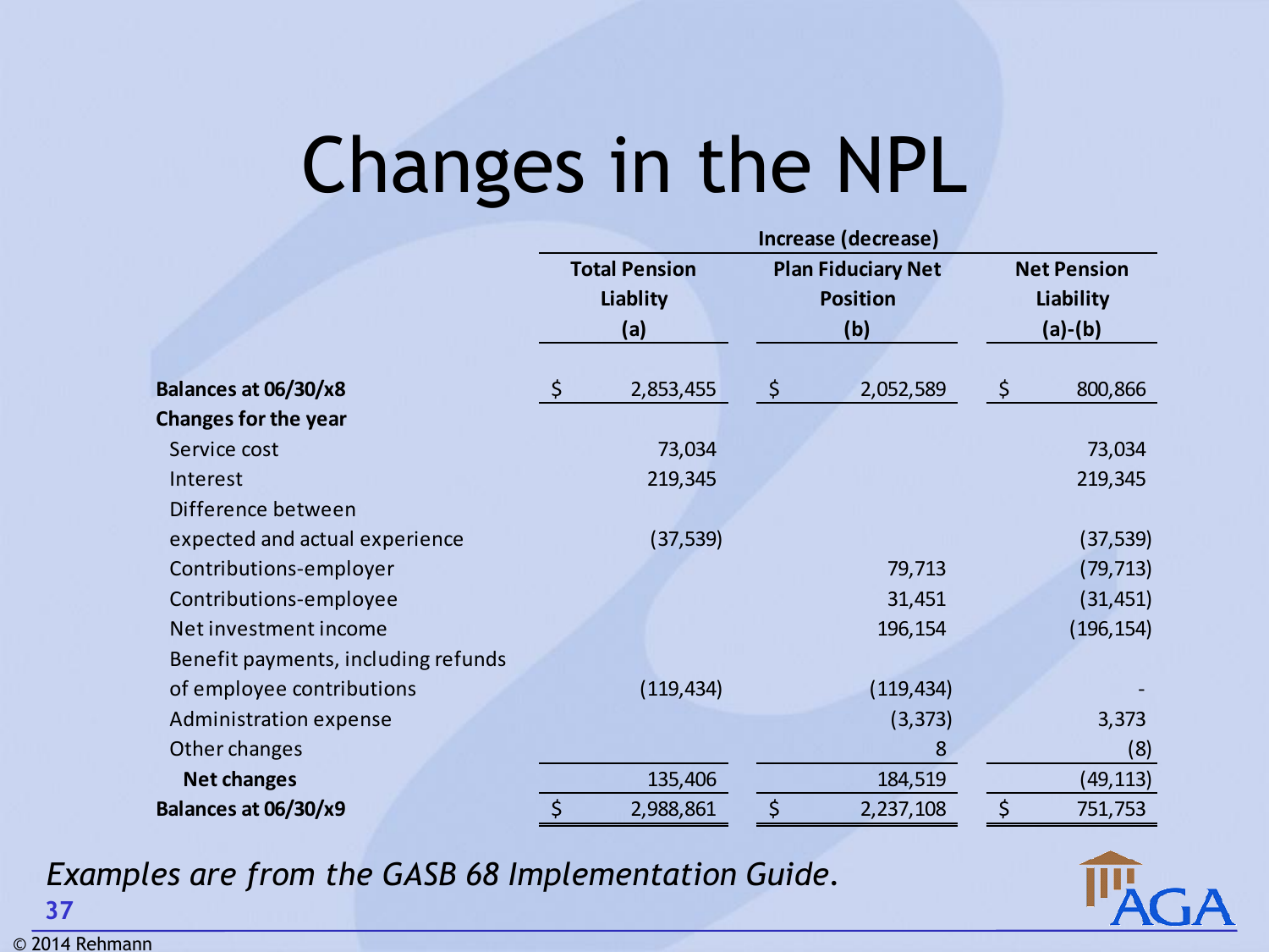# Changes in the NPL

| | Increase (decrease) | | |
|---|---|---|---|
| | Total Pension Liablity (a) | Plan Fiduciary Net Position (b) | Net Pension Liability (a)-(b) |
| **Balances at 06/30/x8** | $ 2,853,455 | $ 2,052,589 | $ 800,866 |
| **Changes for the year** | | | |
| Service cost | 73,034 | | 73,034 |
| Interest | 219,345 | | 219,345 |
| Difference between expected and actual experience | (37,539) | | (37,539) |
| Contributions-employer | | 79,713 | (79,713) |
| Contributions-employee | | 31,451 | (31,451) |
| Net investment income | | 196,154 | (196,154) |
| Benefit payments, including refunds of employee contributions | (119,434) | (119,434) | - |
| Administration expense | | (3,373) | 3,373 |
| Other changes | | 8 | (8) |
| **Net changes** | 135,406 | 184,519 | (49,113) |
| **Balances at 06/30/x9** | $ 2,988,861 | $ 2,237,108 | $ 751,753 |

*Examples are from the GASB 68 Implementation Guide.*

© 2014 Rehmann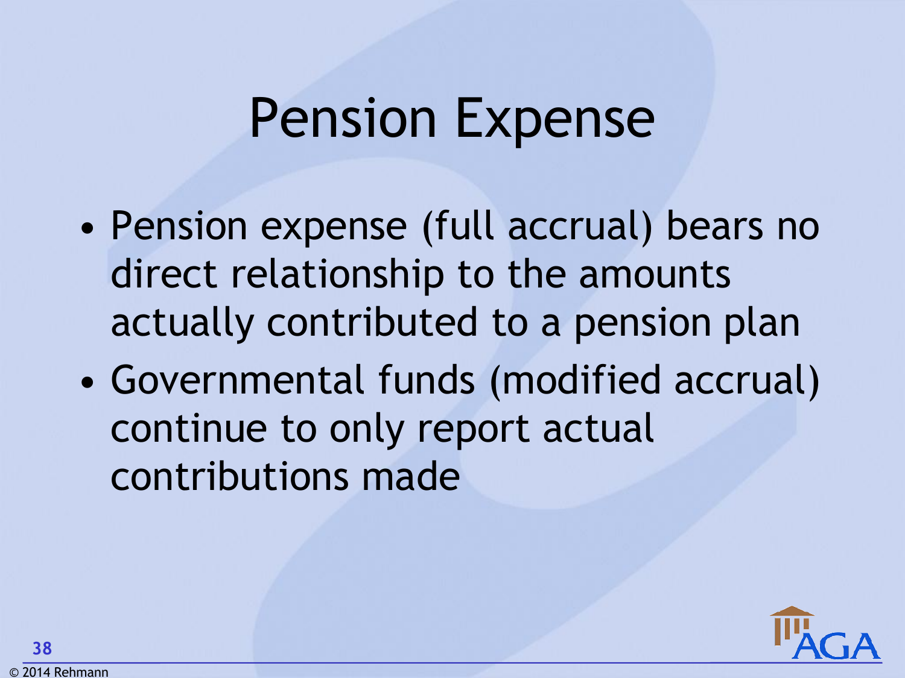# Pension Expense

- Pension expense (full accrual) bears no direct relationship to the amounts actually contributed to a pension plan
- Governmental funds (modified accrual) continue to only report actual contributions made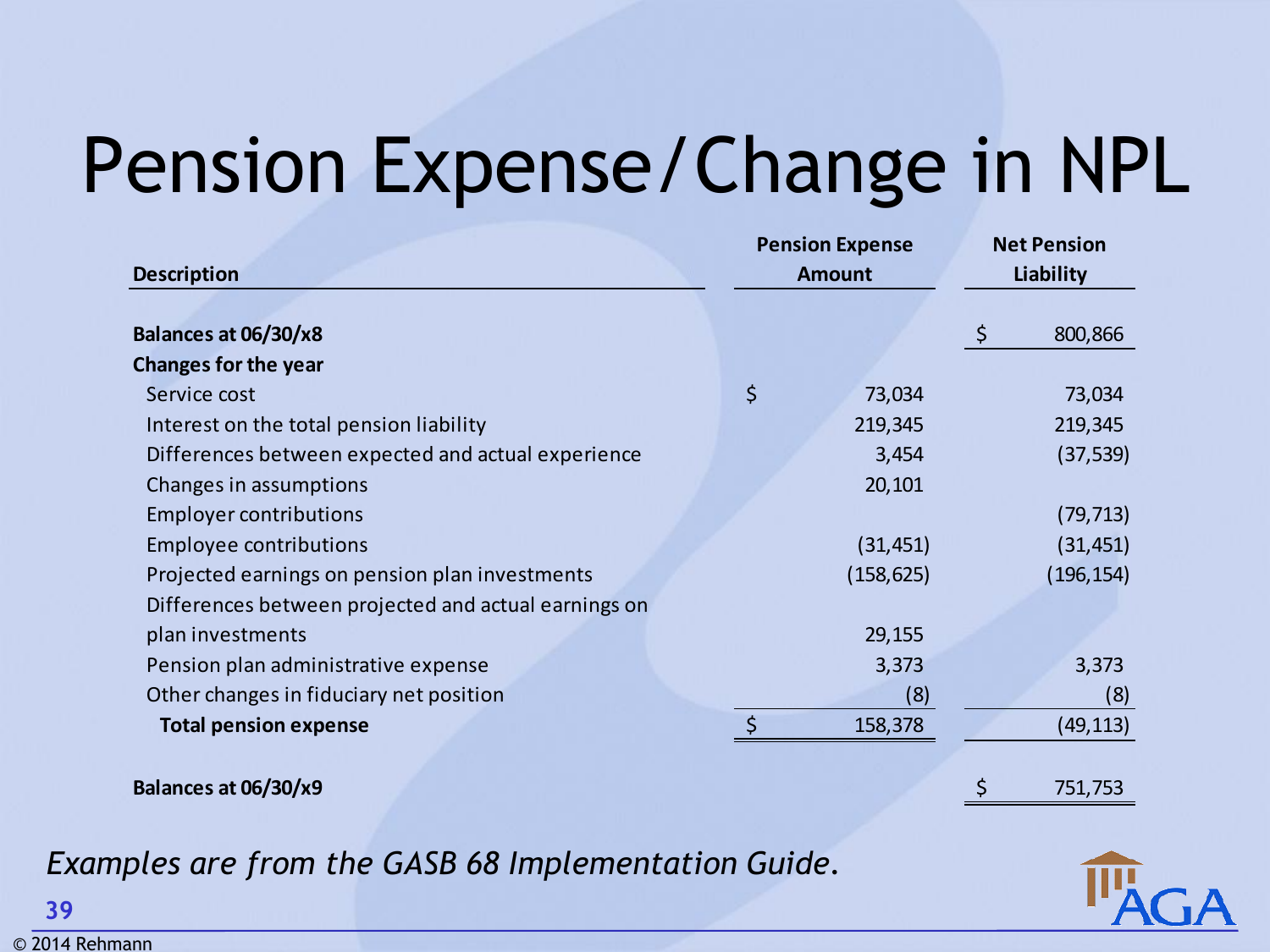# Pension Expense/Change in NPL

| Description | Pension Expense Amount | Net Pension Liability |
| --- | --- | --- |
| **Balances at 06/30/x8** | | $ 800,866 |
| **Changes for the year** | | |
| Service cost | $ 73,034 | 73,034 |
| Interest on the total pension liability | 219,345 | 219,345 |
| Differences between expected and actual experience | 3,454 | (37,539) |
| Changes in assumptions | 20,101 | |
| Employer contributions | | (79,713) |
| Employee contributions | (31,451) | (31,451) |
| Projected earnings on pension plan investments | (158,625) | (196,154) |
| Differences between projected and actual earnings on plan investments | 29,155 | |
| Pension plan administrative expense | 3,373 | 3,373 |
| Other changes in fiduciary net position | (8) | (8) |
| **Total pension expense** | $ 158,378 | (49,113) |
| **Balances at 06/30/x9** | | $ 751,753 |

*Examples are from the GASB 68 Implementation Guide.*

© 2014 Rehmann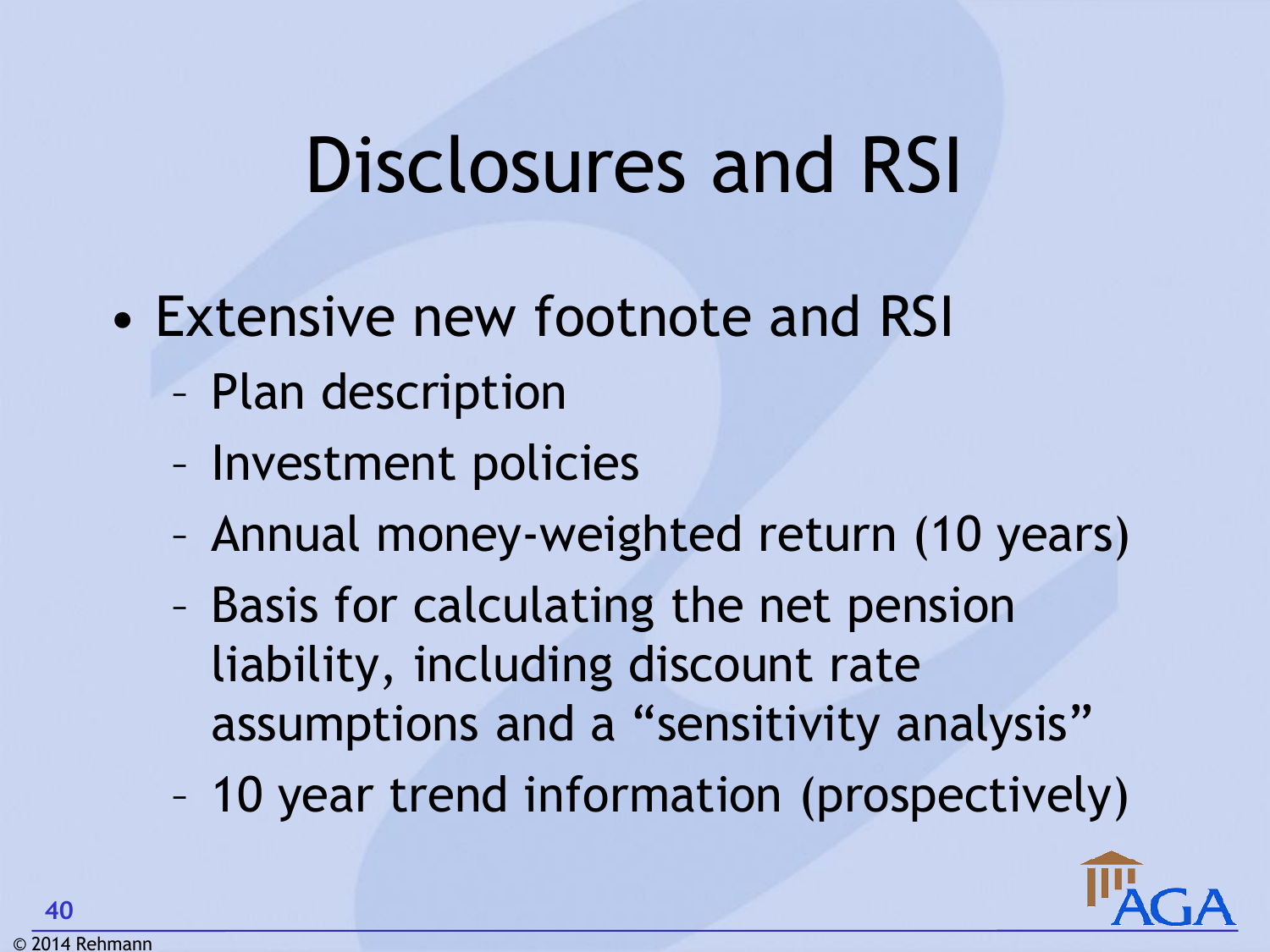# Disclosures and RSI

- Extensive new footnote and RSI
  - Plan description
  - Investment policies
  - Annual money-weighted return (10 years)
  - Basis for calculating the net pension liability, including discount rate assumptions and a "sensitivity analysis"
  - 10 year trend information (prospectively)

© 2014 Rehmann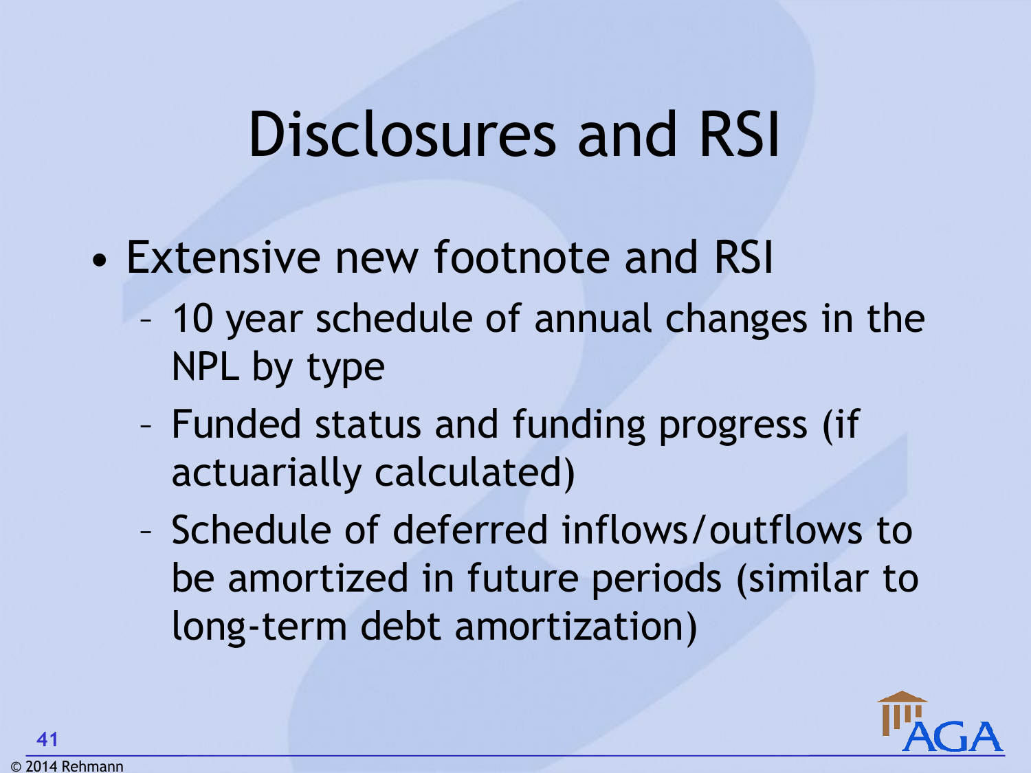# Disclosures and RSI

- Extensive new footnote and RSI
  - 10 year schedule of annual changes in the NPL by type
  - Funded status and funding progress (if actuarially calculated)
  - Schedule of deferred inflows/outflows to be amortized in future periods (similar to long-term debt amortization)

© 2014 Rehmann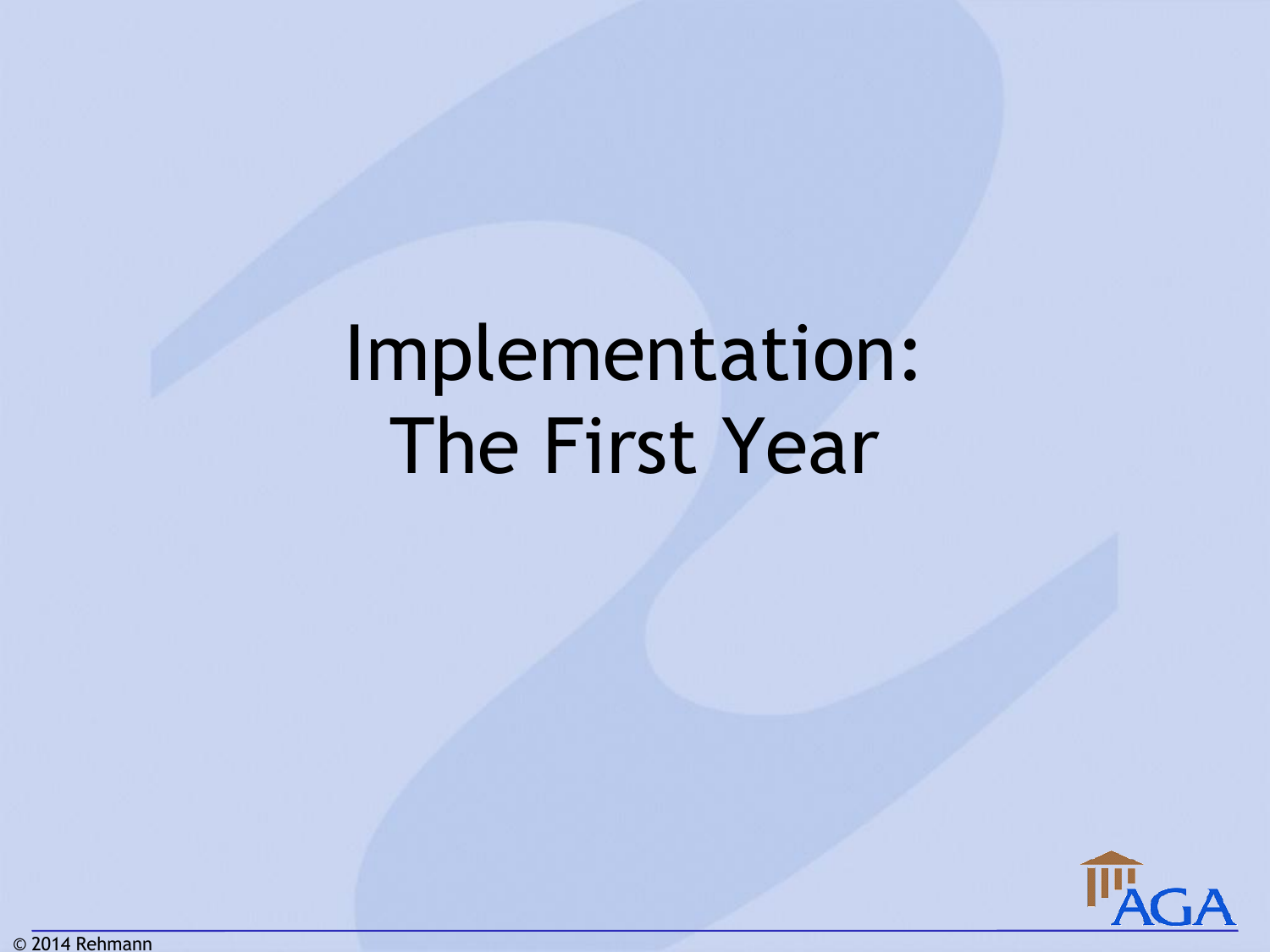# Implementation: The First Year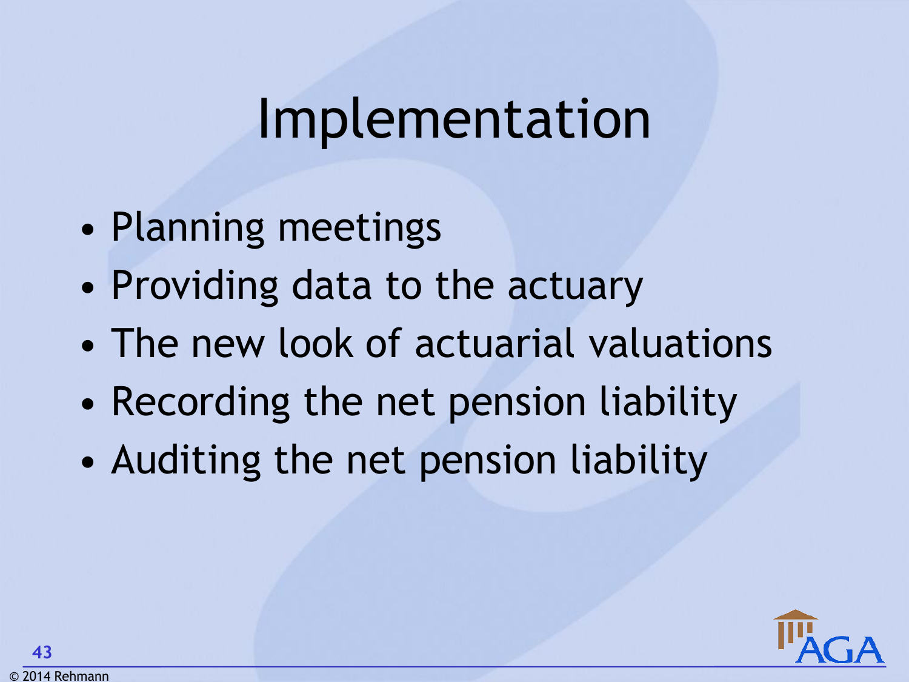# Implementation

- Planning meetings
- Providing data to the actuary
- The new look of actuarial valuations
- Recording the net pension liability
- Auditing the net pension liability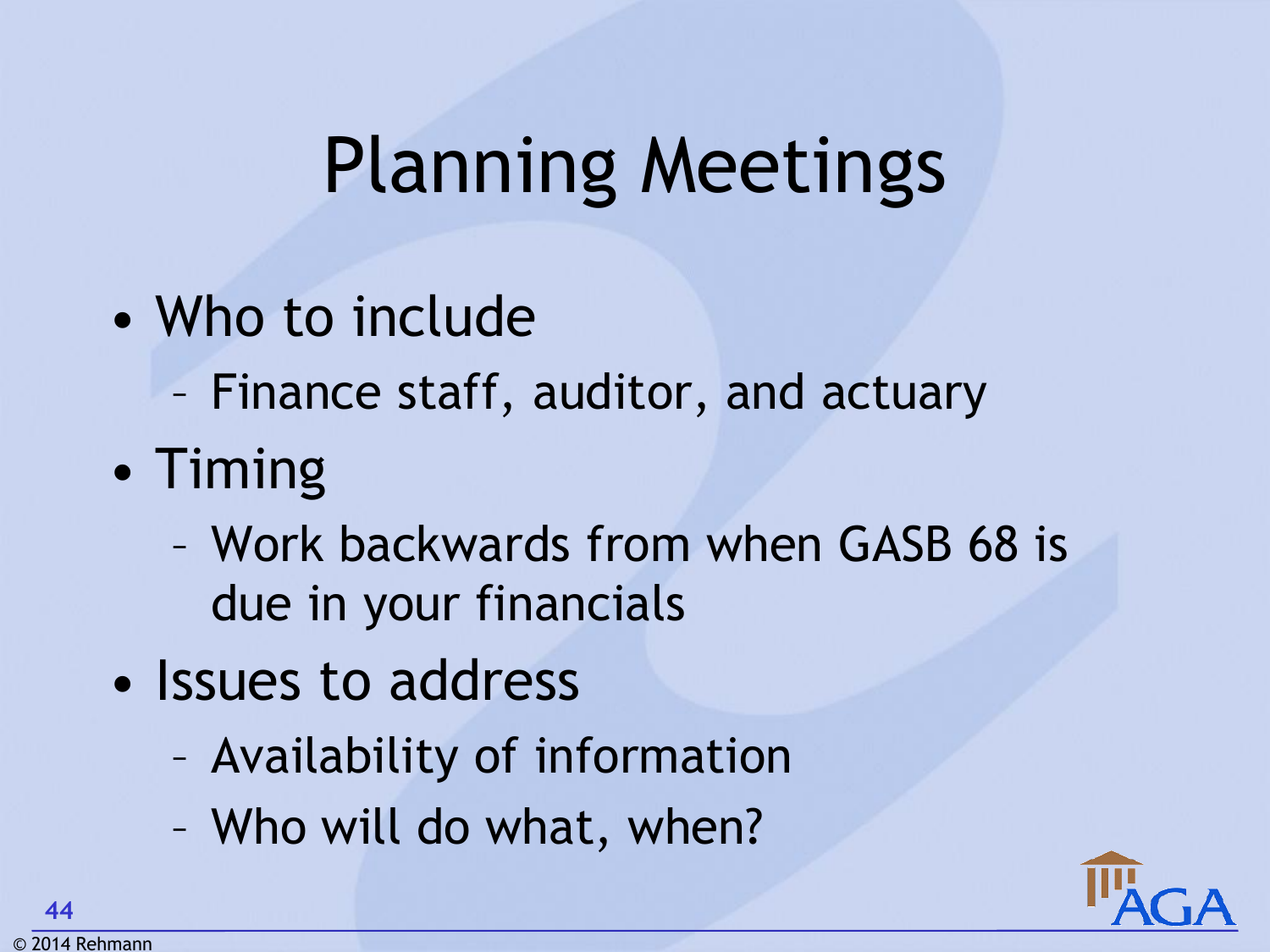# Planning Meetings

- Who to include
  - Finance staff, auditor, and actuary
- Timing
  - Work backwards from when GASB 68 is due in your financials
- Issues to address
  - Availability of information
  - Who will do what, when?

© 2014 Rehmann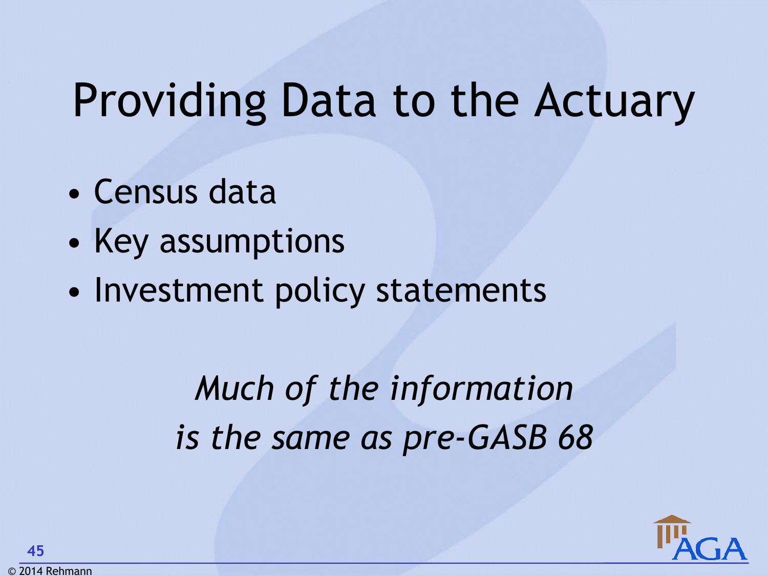# Providing Data to the Actuary

- Census data
- Key assumptions
- Investment policy statements

*Much of the information is the same as pre-GASB 68*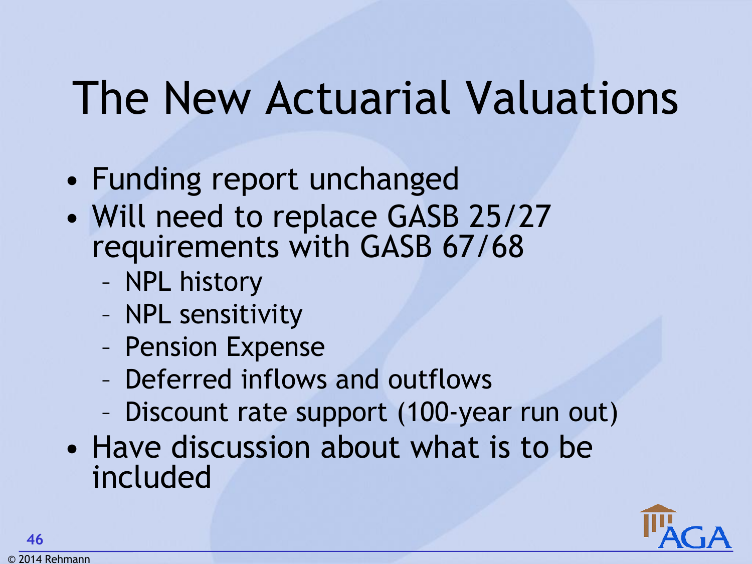# The New Actuarial Valuations

- Funding report unchanged
- Will need to replace GASB 25/27 requirements with GASB 67/68
  - NPL history
  - NPL sensitivity
  - Pension Expense
  - Deferred inflows and outflows
  - Discount rate support (100-year run out)
- Have discussion about what is to be included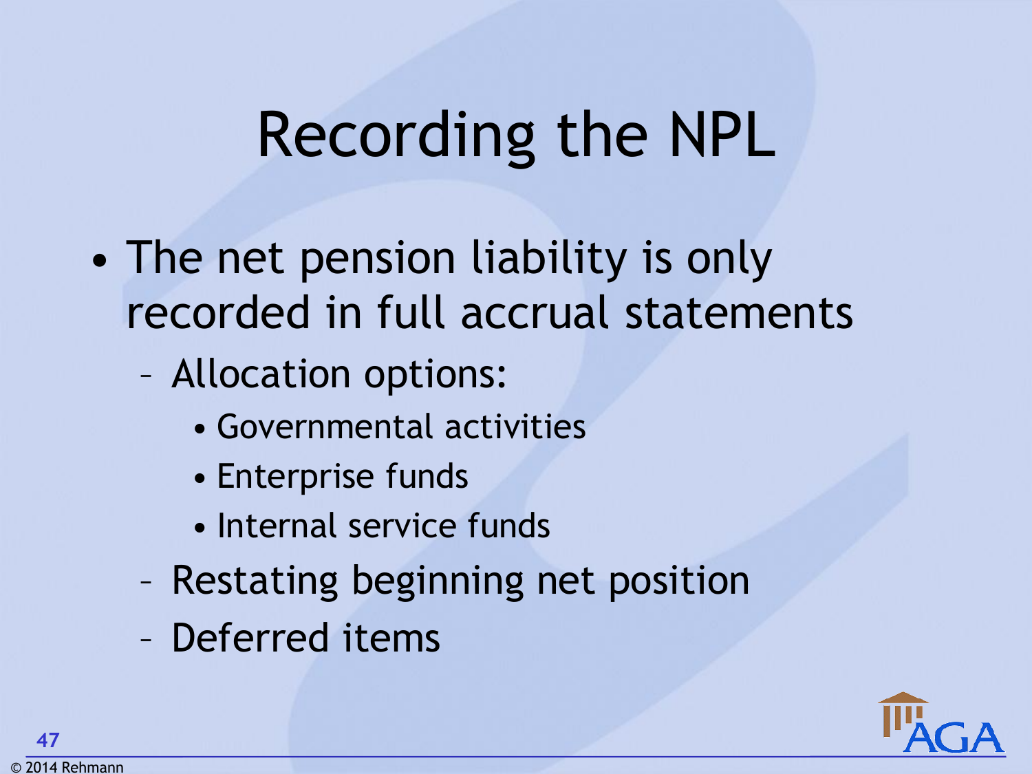# Recording the NPL

- The net pension liability is only recorded in full accrual statements
  - Allocation options:
    - Governmental activities
    - Enterprise funds
    - Internal service funds
  - Restating beginning net position
  - Deferred items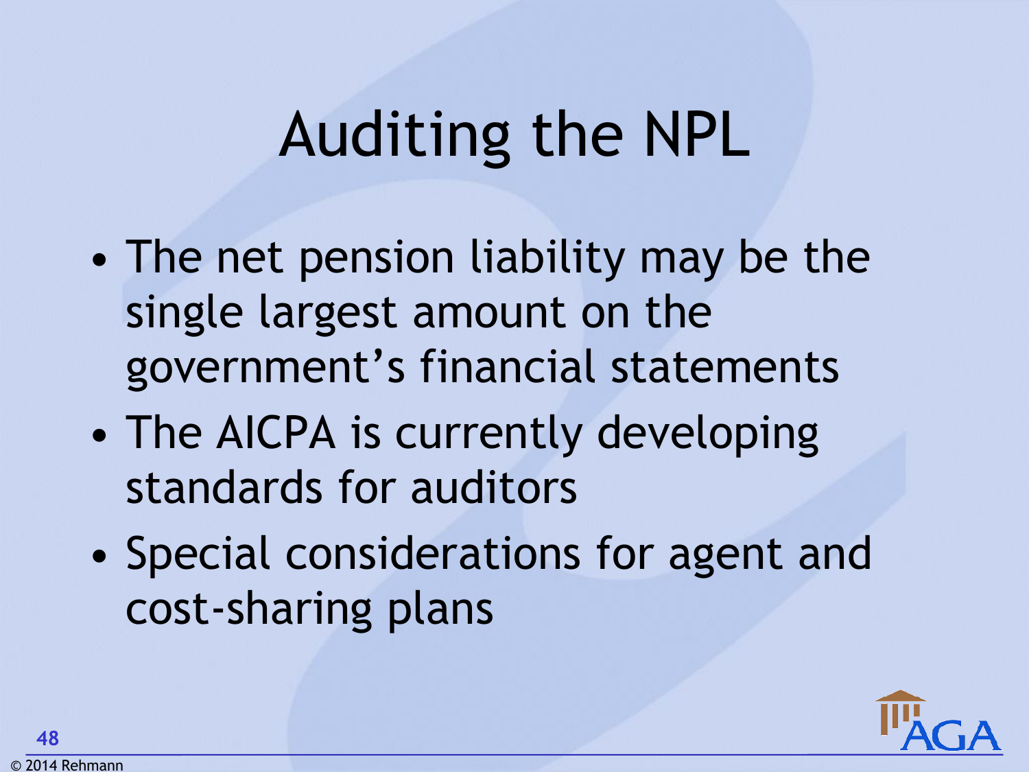# Auditing the NPL

- The net pension liability may be the single largest amount on the government's financial statements
- The AICPA is currently developing standards for auditors
- Special considerations for agent and cost-sharing plans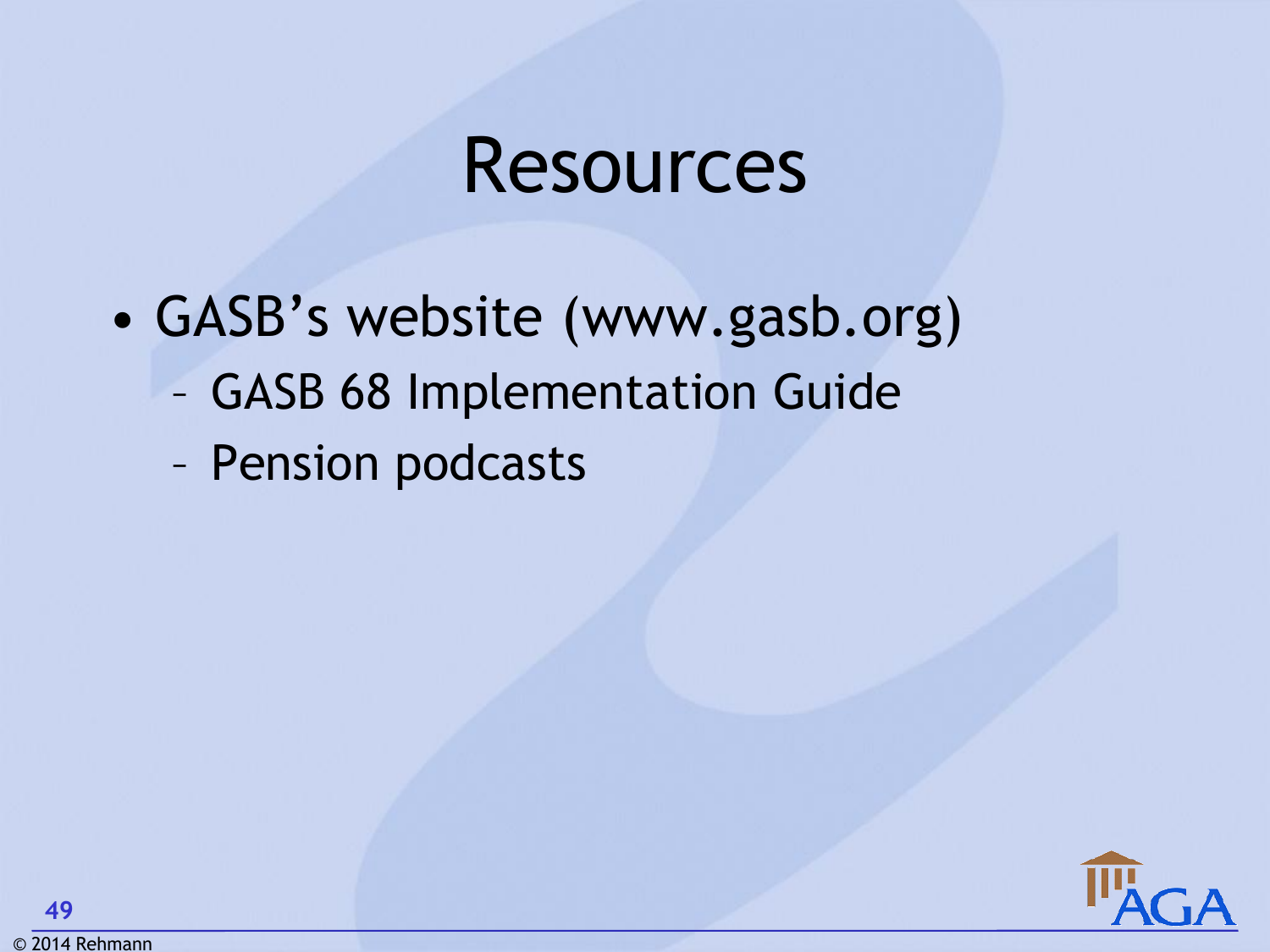# Resources

- GASB's website (www.gasb.org)
  - GASB 68 Implementation Guide
  - Pension podcasts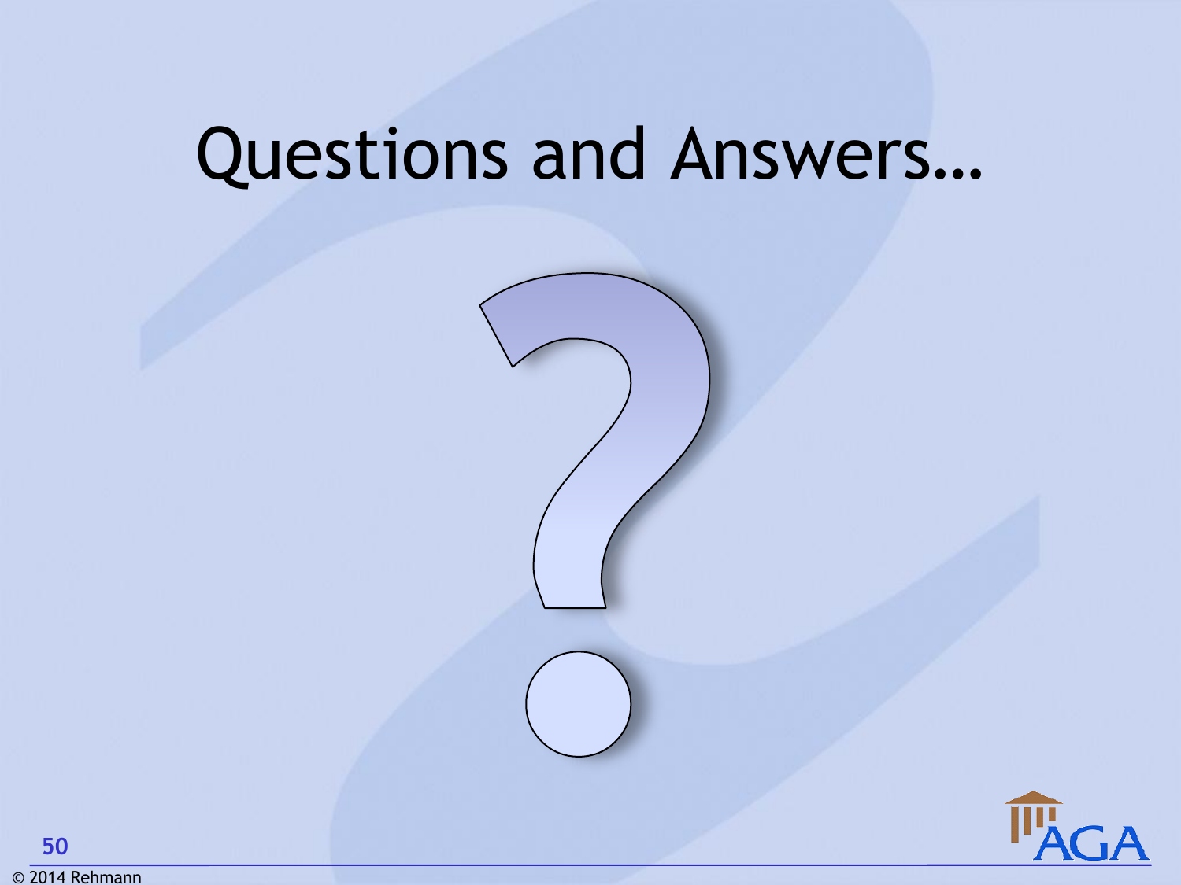# Questions and Answers…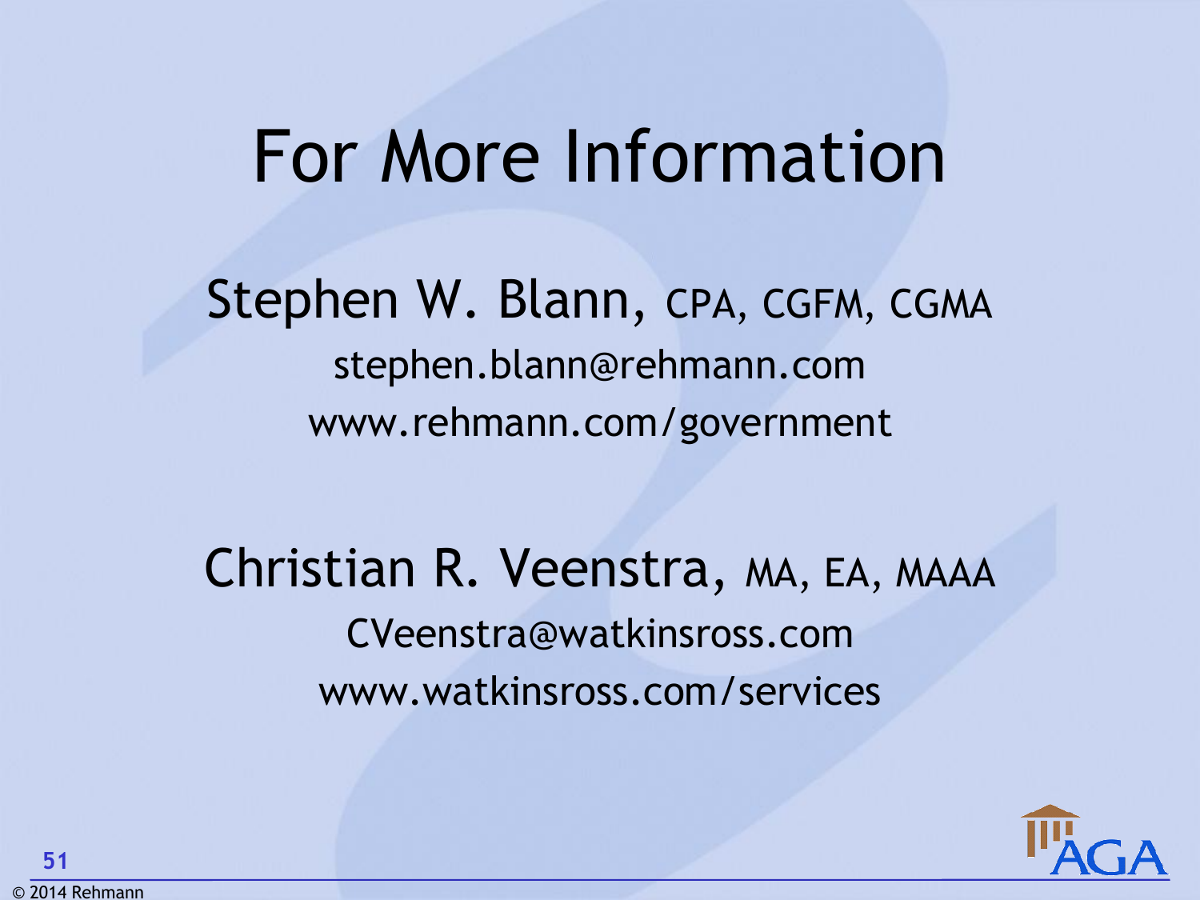# For More Information

Stephen W. Blann, CPA, CGFM, CGMA

stephen.blann@rehmann.com

www.rehmann.com/government

Christian R. Veenstra, MA, EA, MAAA

CVeenstra@watkinsross.com

www.watkinsross.com/services

© 2014 Rehmann